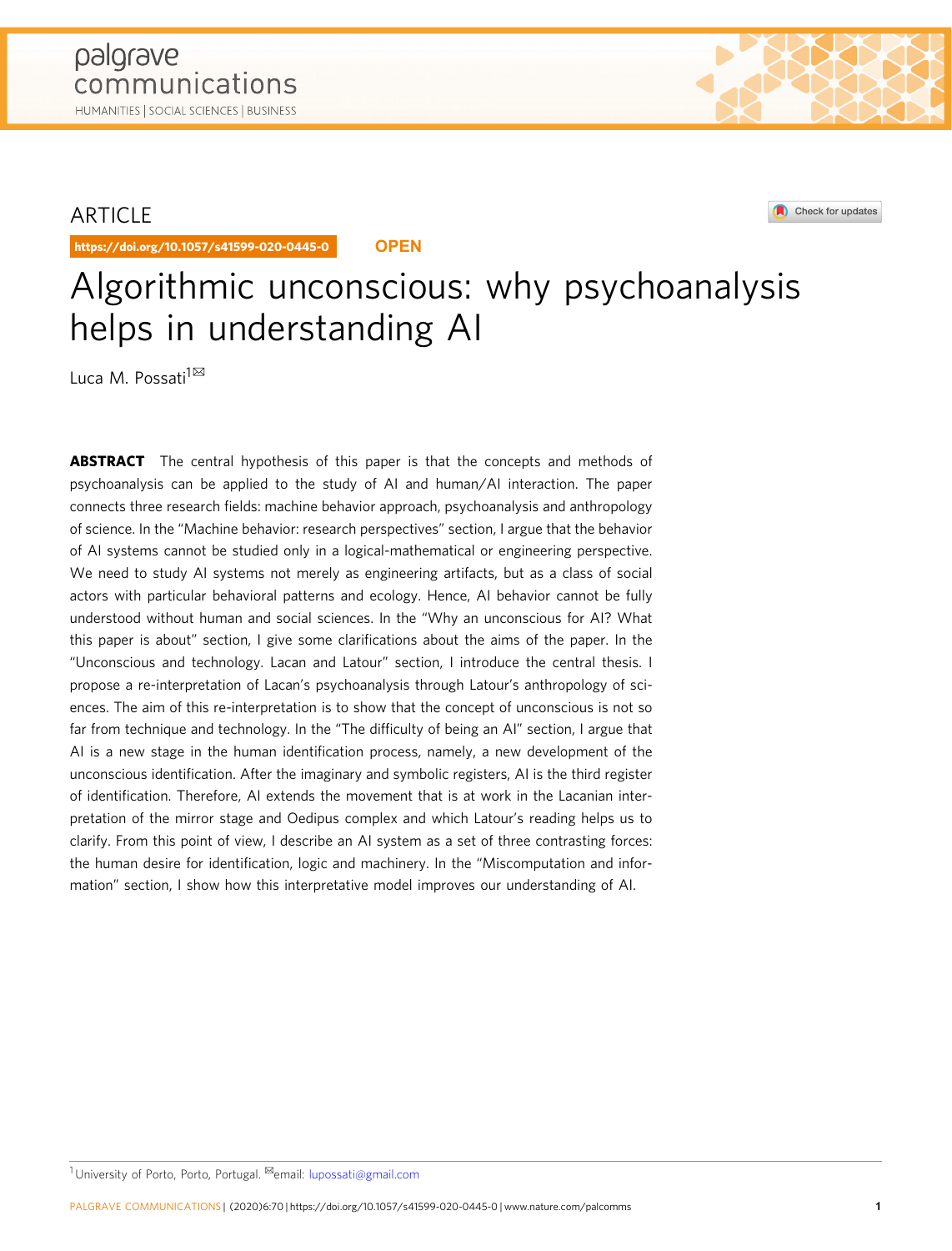ARTICLE

https://doi.org/10.1057/s41599-020-0445-0 **OPEN**

# Algorithmic unconscious: why psychoanalysis helps in understanding AI

Luca M. Possati[1]✉

**ABSTRACT** The central hypothesis of this paper is that the concepts and methods of psychoanalysis can be applied to the study of AI and human/AI interaction. The paper connects three research fields: machine behavior approach, psychoanalysis and anthropology of science. In the "Machine behavior: research perspectives" section, I argue that the behavior of AI systems cannot be studied only in a logical-mathematical or engineering perspective. We need to study AI systems not merely as engineering artifacts, but as a class of social actors with particular behavioral patterns and ecology. Hence, AI behavior cannot be fully understood without human and social sciences. In the "Why an unconscious for AI? What this paper is about" section, I give some clarifications about the aims of the paper. In the "Unconscious and technology. Lacan and Latour" section, I introduce the central thesis. I propose a re-interpretation of Lacan's psychoanalysis through Latour's anthropology of sciences. The aim of this re-interpretation is to show that the concept of unconscious is not so far from technique and technology. In the "The difficulty of being an AI" section, I argue that AI is a new stage in the human identification process, namely, a new development of the unconscious identification. After the imaginary and symbolic registers, AI is the third register of identification. Therefore, AI extends the movement that is at work in the Lacanian interpretation of the mirror stage and Oedipus complex and which Latour's reading helps us to clarify. From this point of view, I describe an AI system as a set of three contrasting forces: the human desire for identification, logic and machinery. In the "Miscomputation and information" section, I show how this interpretative model improves our understanding of AI.

[1] University of Porto, Porto, Portugal. ✉email: lupossati@gmail.com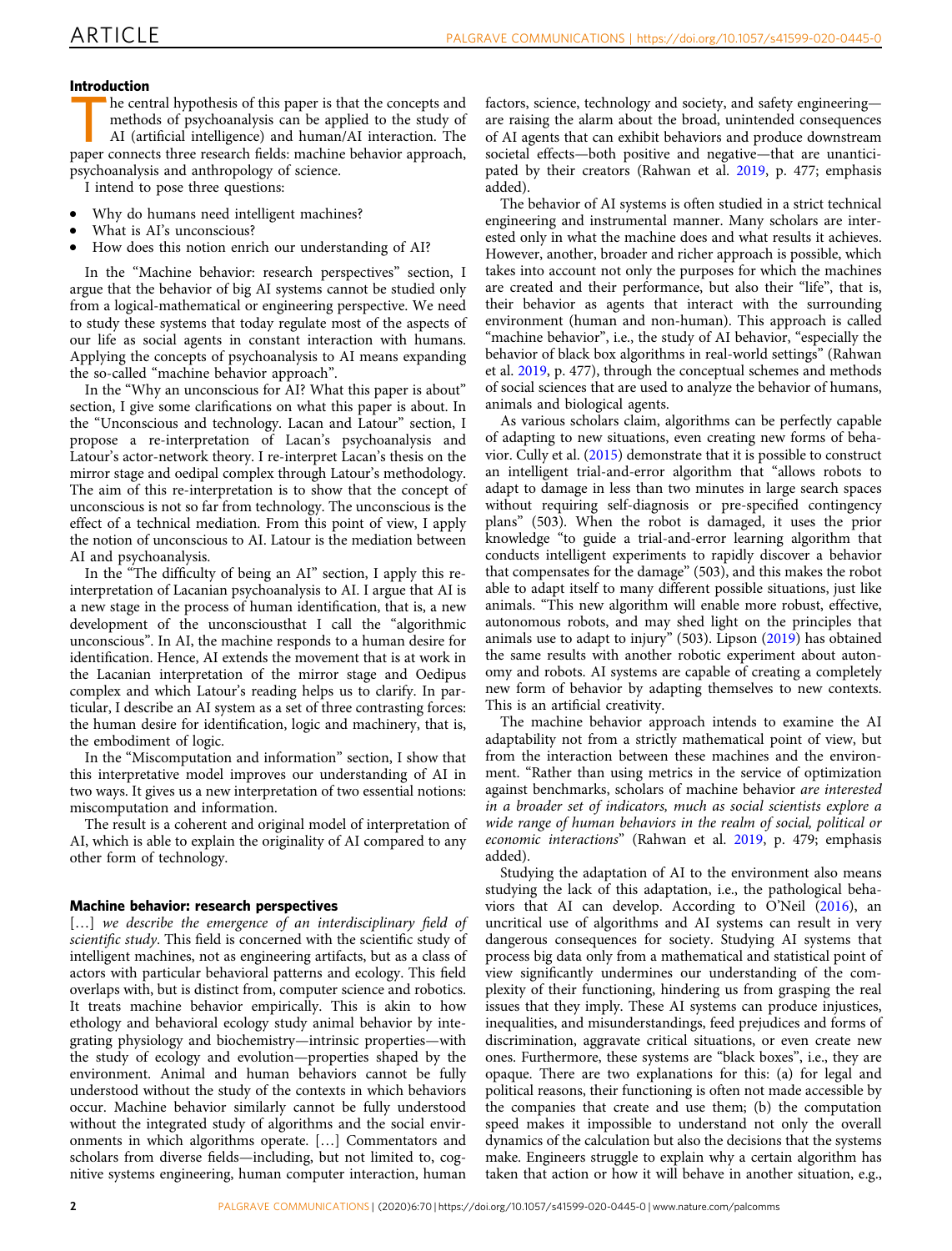## Introduction

The central hypothesis of this paper is that the concepts and methods of psychoanalysis can be applied to the study of AI (artificial intelligence) and human/AI interaction. The paper connects three research fields: machine behavior approach, psychoanalysis and anthropology of science.

I intend to pose three questions:

- Why do humans need intelligent machines?
- What is AI's unconscious?
- How does this notion enrich our understanding of AI?

In the "Machine behavior: research perspectives" section, I argue that the behavior of big AI systems cannot be studied only from a logical-mathematical or engineering perspective. We need to study these systems that today regulate most of the aspects of our life as social agents in constant interaction with humans. Applying the concepts of psychoanalysis to AI means expanding the so-called "machine behavior approach".

In the "Why an unconscious for AI? What this paper is about" section, I give some clarifications on what this paper is about. In the "Unconscious and technology. Lacan and Latour" section, I propose a re-interpretation of Lacan's psychoanalysis and Latour's actor-network theory. I re-interpret Lacan's thesis on the mirror stage and oedipal complex through Latour's methodology. The aim of this re-interpretation is to show that the concept of unconscious is not so far from technology. The unconscious is the effect of a technical mediation. From this point of view, I apply the notion of unconscious to AI. Latour is the mediation between AI and psychoanalysis.

In the "The difficulty of being an AI" section, I apply this re-interpretation of Lacanian psychoanalysis to AI. I argue that AI is a new stage in the process of human identification, that is, a new development of the unconsciousthat I call the "algorithmic unconscious". In AI, the machine responds to a human desire for identification. Hence, AI extends the movement that is at work in the Lacanian interpretation of the mirror stage and Oedipus complex and which Latour's reading helps us to clarify. In particular, I describe an AI system as a set of three contrasting forces: the human desire for identification, logic and machinery, that is, the embodiment of logic.

In the "Miscomputation and information" section, I show that this interpretative model improves our understanding of AI in two ways. It gives us a new interpretation of two essential notions: miscomputation and information.

The result is a coherent and original model of interpretation of AI, which is able to explain the originality of AI compared to any other form of technology.

## Machine behavior: research perspectives

[…] *we describe the emergence of an interdisciplinary field of scientific study*. This field is concerned with the scientific study of intelligent machines, not as engineering artifacts, but as a class of actors with particular behavioral patterns and ecology. This field overlaps with, but is distinct from, computer science and robotics. It treats machine behavior empirically. This is akin to how ethology and behavioral ecology study animal behavior by integrating physiology and biochemistry—intrinsic properties—with the study of ecology and evolution—properties shaped by the environment. Animal and human behaviors cannot be fully understood without the study of the contexts in which behaviors occur. Machine behavior similarly cannot be fully understood without the integrated study of algorithms and the social environments in which algorithms operate. […] Commentators and scholars from diverse fields—including, but not limited to, cognitive systems engineering, human computer interaction, human factors, science, technology and society, and safety engineering—are raising the alarm about the broad, unintended consequences of AI agents that can exhibit behaviors and produce downstream societal effects—both positive and negative—that are *unanticipated* by their creators (Rahwan et al. 2019, p. 477; emphasis added).

The behavior of AI systems is often studied in a strict technical engineering and instrumental manner. Many scholars are interested only in what the machine does and what results it achieves. However, another, broader and richer approach is possible, which takes into account not only the purposes for which the machines are created and their performance, but also their "life", that is, their behavior as agents that interact with the surrounding environment (human and non-human). This approach is called "machine behavior", i.e., the study of AI behavior, "especially the behavior of black box algorithms in real-world settings" (Rahwan et al. 2019, p. 477), through the conceptual schemes and methods of social sciences that are used to analyze the behavior of humans, animals and biological agents.

As various scholars claim, algorithms can be perfectly capable of adapting to new situations, even creating new forms of behavior. Cully et al. (2015) demonstrate that it is possible to construct an intelligent trial-and-error algorithm that "allows robots to adapt to damage in less than two minutes in large search spaces without requiring self-diagnosis or pre-specified contingency plans" (503). When the robot is damaged, it uses the prior knowledge "to guide a trial-and-error learning algorithm that conducts intelligent experiments to rapidly discover a behavior that compensates for the damage" (503), and this makes the robot able to adapt itself to many different possible situations, just like animals. "This new algorithm will enable more robust, effective, autonomous robots, and may shed light on the principles that animals use to adapt to injury" (503). Lipson (2019) has obtained the same results with another robotic experiment about autonomy and robots. AI systems are capable of creating a completely new form of behavior by adapting themselves to new contexts. This is an artificial creativity.

The machine behavior approach intends to examine the AI adaptability not from a strictly mathematical point of view, but from the interaction between these machines and the environment. "Rather than using metrics in the service of optimization against benchmarks, scholars of machine behavior *are interested in a broader set of indicators, much as social scientists explore a wide range of human behaviors in the realm of social, political or economic interactions*" (Rahwan et al. 2019, p. 479; emphasis added).

Studying the adaptation of AI to the environment also means studying the lack of this adaptation, i.e., the pathological behaviors that AI can develop. According to O'Neil (2016), an uncritical use of algorithms and AI systems can result in very dangerous consequences for society. Studying AI systems that process big data only from a mathematical and statistical point of view significantly undermines our understanding of the complexity of their functioning, hindering us from grasping the real issues that they imply. These AI systems can produce injustices, inequalities, and misunderstandings, feed prejudices and forms of discrimination, aggravate critical situations, or even create new ones. Furthermore, these systems are "black boxes", i.e., they are opaque. There are two explanations for this: (a) for legal and political reasons, their functioning is often not made accessible by the companies that create and use them; (b) the computation speed makes it impossible to understand not only the overall dynamics of the calculation but also the decisions that the systems make. Engineers struggle to explain why a certain algorithm has taken that action or how it will behave in another situation, e.g.,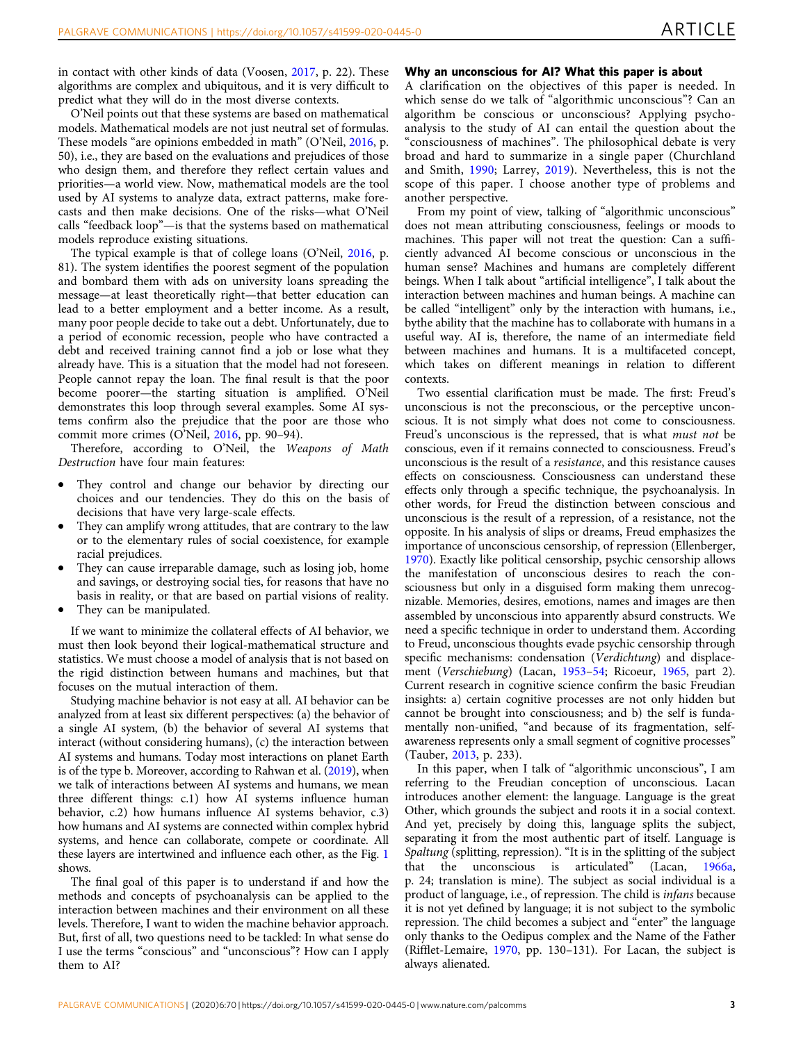in contact with other kinds of data (Voosen, 2017, p. 22). These algorithms are complex and ubiquitous, and it is very difficult to predict what they will do in the most diverse contexts.

O'Neil points out that these systems are based on mathematical models. Mathematical models are not just neutral set of formulas. These models "are opinions embedded in math" (O'Neil, 2016, p. 50), i.e., they are based on the evaluations and prejudices of those who design them, and therefore they reflect certain values and priorities—a world view. Now, mathematical models are the tool used by AI systems to analyze data, extract patterns, make forecasts and then make decisions. One of the risks—what O'Neil calls "feedback loop"—is that the systems based on mathematical models reproduce existing situations.

The typical example is that of college loans (O'Neil, 2016, p. 81). The system identifies the poorest segment of the population and bombard them with ads on university loans spreading the message—at least theoretically right—that better education can lead to a better employment and a better income. As a result, many poor people decide to take out a debt. Unfortunately, due to a period of economic recession, people who have contracted a debt and received training cannot find a job or lose what they already have. This is a situation that the model had not foreseen. People cannot repay the loan. The final result is that the poor become poorer—the starting situation is amplified. O'Neil demonstrates this loop through several examples. Some AI systems confirm also the prejudice that the poor are those who commit more crimes (O'Neil, 2016, pp. 90–94).

Therefore, according to O'Neil, the *Weapons of Math Destruction* have four main features:

- They control and change our behavior by directing our choices and our tendencies. They do this on the basis of decisions that have very large-scale effects.
- They can amplify wrong attitudes, that are contrary to the law or to the elementary rules of social coexistence, for example racial prejudices.
- They can cause irreparable damage, such as losing job, home and savings, or destroying social ties, for reasons that have no basis in reality, or that are based on partial visions of reality.
- They can be manipulated.

If we want to minimize the collateral effects of AI behavior, we must then look beyond their logical-mathematical structure and statistics. We must choose a model of analysis that is not based on the rigid distinction between humans and machines, but that focuses on the mutual interaction of them.

Studying machine behavior is not easy at all. AI behavior can be analyzed from at least six different perspectives: (a) the behavior of a single AI system, (b) the behavior of several AI systems that interact (without considering humans), (c) the interaction between AI systems and humans. Today most interactions on planet Earth is of the type b. Moreover, according to Rahwan et al. (2019), when we talk of interactions between AI systems and humans, we mean three different things: c.1) how AI systems influence human behavior, c.2) how humans influence AI systems behavior, c.3) how humans and AI systems are connected within complex hybrid systems, and hence can collaborate, compete or coordinate. All these layers are intertwined and influence each other, as the Fig. 1 shows.

The final goal of this paper is to understand if and how the methods and concepts of psychoanalysis can be applied to the interaction between machines and their environment on all these levels. Therefore, I want to widen the machine behavior approach. But, first of all, two questions need to be tackled: In what sense do I use the terms "conscious" and "unconscious"? How can I apply them to AI?

### Why an unconscious for AI? What this paper is about

A clarification on the objectives of this paper is needed. In which sense do we talk of "algorithmic unconscious"? Can an algorithm be conscious or unconscious? Applying psychoanalysis to the study of AI can entail the question about the "consciousness of machines". The philosophical debate is very broad and hard to summarize in a single paper (Churchland and Smith, 1990; Larrey, 2019). Nevertheless, this is not the scope of this paper. I choose another type of problems and another perspective.

From my point of view, talking of "algorithmic unconscious" does not mean attributing consciousness, feelings or moods to machines. This paper will not treat the question: Can a sufficiently advanced AI become conscious or unconscious in the human sense? Machines and humans are completely different beings. When I talk about "artificial intelligence", I talk about the interaction between machines and human beings. A machine can be called "intelligent" only by the interaction with humans, i.e., bythe ability that the machine has to collaborate with humans in a useful way. AI is, therefore, the name of an intermediate field between machines and humans. It is a multifaceted concept, which takes on different meanings in relation to different contexts.

Two essential clarification must be made. The first: Freud's unconscious is not the preconscious, or the perceptive unconscious. It is not simply what does not come to consciousness. Freud's unconscious is the repressed, that is what *must not* be conscious, even if it remains connected to consciousness. Freud's unconscious is the result of a *resistance*, and this resistance causes effects on consciousness. Consciousness can understand these effects only through a specific technique, the psychoanalysis. In other words, for Freud the distinction between conscious and unconscious is the result of a repression, of a resistance, not the opposite. In his analysis of slips or dreams, Freud emphasizes the importance of unconscious censorship, of repression (Ellenberger, 1970). Exactly like political censorship, psychic censorship allows the manifestation of unconscious desires to reach the consciousness but only in a disguised form making them unrecognizable. Memories, desires, emotions, names and images are then assembled by unconscious into apparently absurd constructs. We need a specific technique in order to understand them. According to Freud, unconscious thoughts evade psychic censorship through specific mechanisms: condensation (*Verdichtung*) and displacement (*Verschiebung*) (Lacan, 1953–54; Ricoeur, 1965, part 2). Current research in cognitive science confirm the basic Freudian insights: a) certain cognitive processes are not only hidden but cannot be brought into consciousness; and b) the self is fundamentally non-unified, "and because of its fragmentation, self-awareness represents only a small segment of cognitive processes" (Tauber, 2013, p. 233).

In this paper, when I talk of "algorithmic unconscious", I am referring to the Freudian conception of unconscious. Lacan introduces another element: the language. Language is the great Other, which grounds the subject and roots it in a social context. And yet, precisely by doing this, language splits the subject, separating it from the most authentic part of itself. Language is *Spaltung* (splitting, repression). "It is in the splitting of the subject that the unconscious is articulated" (Lacan, 1966a, p. 24; translation is mine). The subject as social individual is a product of language, i.e., of repression. The child is *infans* because it is not yet defined by language; it is not subject to the symbolic repression. The child becomes a subject and "enter" the language only thanks to the Oedipus complex and the Name of the Father (Rifflet-Lemaire, 1970, pp. 130–131). For Lacan, the subject is always alienated.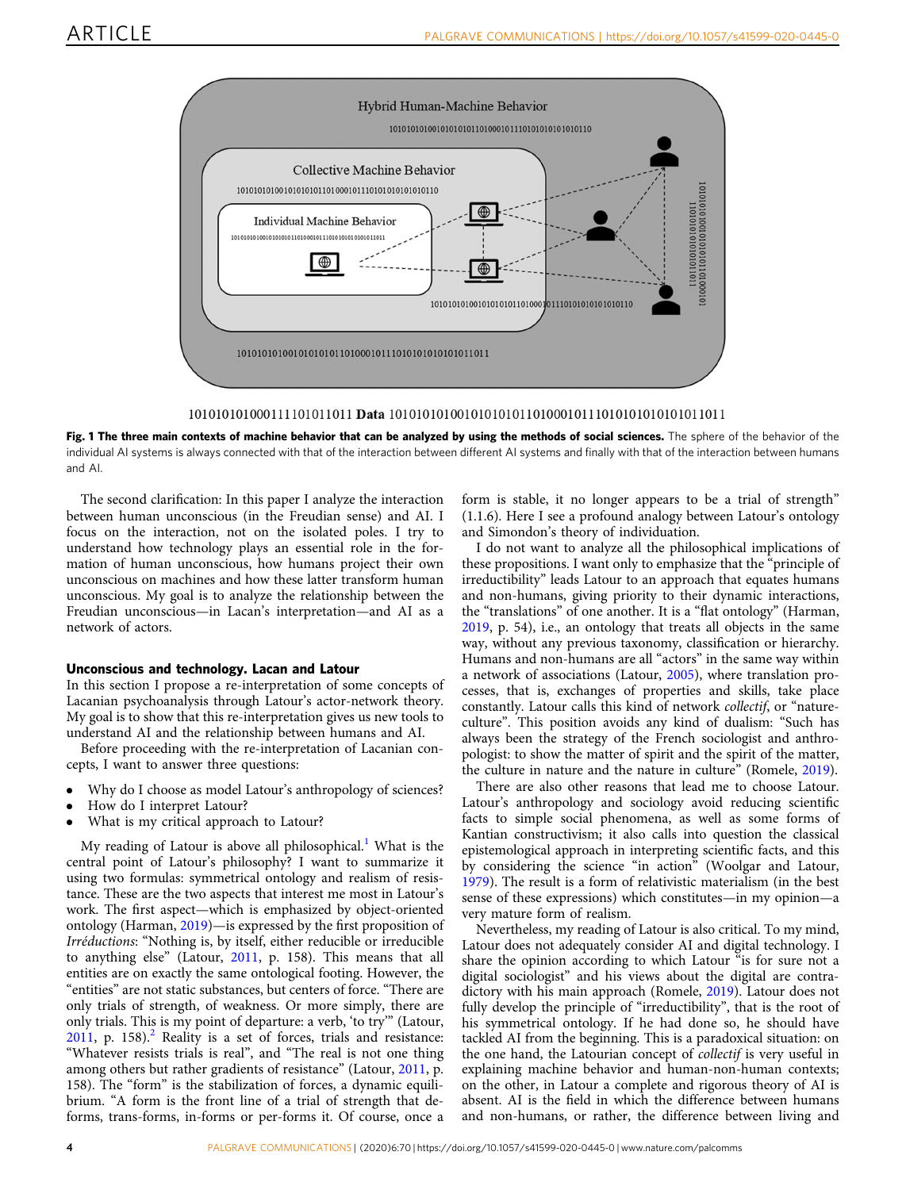**Fig. 1 The three main contexts of machine behavior that can be analyzed by using the methods of social sciences.** The sphere of the behavior of the individual AI systems is always connected with that of the interaction between different AI systems and finally with that of the interaction between humans and AI.

The second clarification: In this paper I analyze the interaction between human unconscious (in the Freudian sense) and AI. I focus on the interaction, not on the isolated poles. I try to understand how technology plays an essential role in the formation of human unconscious, how humans project their own unconscious on machines and how these latter transform human unconscious. My goal is to analyze the relationship between the Freudian unconscious—in Lacan's interpretation—and AI as a network of actors.

### Unconscious and technology. Lacan and Latour

In this section I propose a re-interpretation of some concepts of Lacanian psychoanalysis through Latour's actor-network theory. My goal is to show that this re-interpretation gives us new tools to understand AI and the relationship between humans and AI.

Before proceeding with the re-interpretation of Lacanian concepts, I want to answer three questions:

- Why do I choose as model Latour's anthropology of sciences?
- How do I interpret Latour?
- What is my critical approach to Latour?

My reading of Latour is above all philosophical.[1] What is the central point of Latour's philosophy? I want to summarize it using two formulas: symmetrical ontology and realism of resistance. These are the two aspects that interest me most in Latour's work. The first aspect—which is emphasized by object-oriented ontology (Harman, 2019)—is expressed by the first proposition of *Irréductions*: "Nothing is, by itself, either reducible or irreducible to anything else" (Latour, 2011, p. 158). This means that all entities are on exactly the same ontological footing. However, the "entities" are not static substances, but centers of force. "There are only trials of strength, of weakness. Or more simply, there are only trials. This is my point of departure: a verb, 'to try'" (Latour, 2011, p. 158).[2] Reality is a set of forces, trials and resistance: "Whatever resists trials is real", and "The real is not one thing among others but rather gradients of resistance" (Latour, 2011, p. 158). The "form" is the stabilization of forces, a dynamic equilibrium. "A form is the front line of a trial of strength that deforms, trans-forms, in-forms or per-forms it. Of course, once a form is stable, it no longer appears to be a trial of strength" (1.1.6). Here I see a profound analogy between Latour's ontology and Simondon's theory of individuation.

I do not want to analyze all the philosophical implications of these propositions. I want only to emphasize that the "principle of irreductibility" leads Latour to an approach that equates humans and non-humans, giving priority to their dynamic interactions, the "translations" of one another. It is a "flat ontology" (Harman, 2019, p. 54), i.e., an ontology that treats all objects in the same way, without any previous taxonomy, classification or hierarchy. Humans and non-humans are all "actors" in the same way within a network of associations (Latour, 2005), where translation processes, that is, exchanges of properties and skills, take place constantly. Latour calls this kind of network *collectif*, or "nature-culture". This position avoids any kind of dualism: "Such has always been the strategy of the French sociologist and anthropologist: to show the matter of spirit and the spirit of the matter, the culture in nature and the nature in culture" (Romele, 2019).

There are also other reasons that lead me to choose Latour. Latour's anthropology and sociology avoid reducing scientific facts to simple social phenomena, as well as some forms of Kantian constructivism; it also calls into question the classical epistemological approach in interpreting scientific facts, and this by considering the science "in action" (Woolgar and Latour, 1979). The result is a form of relativistic materialism (in the best sense of these expressions) which constitutes—in my opinion—a very mature form of realism.

Nevertheless, my reading of Latour is also critical. To my mind, Latour does not adequately consider AI and digital technology. I share the opinion according to which Latour "is for sure not a digital sociologist" and his views about the digital are contradictory with his main approach (Romele, 2019). Latour does not fully develop the principle of "irreductibility", that is the root of his symmetrical ontology. If he had done so, he should have tackled AI from the beginning. This is a paradoxical situation: on the one hand, the Latourian concept of *collectif* is very useful in explaining machine behavior and human-non-human contexts; on the other, in Latour a complete and rigorous theory of AI is absent. AI is the field in which the difference between humans and non-humans, or rather, the difference between living and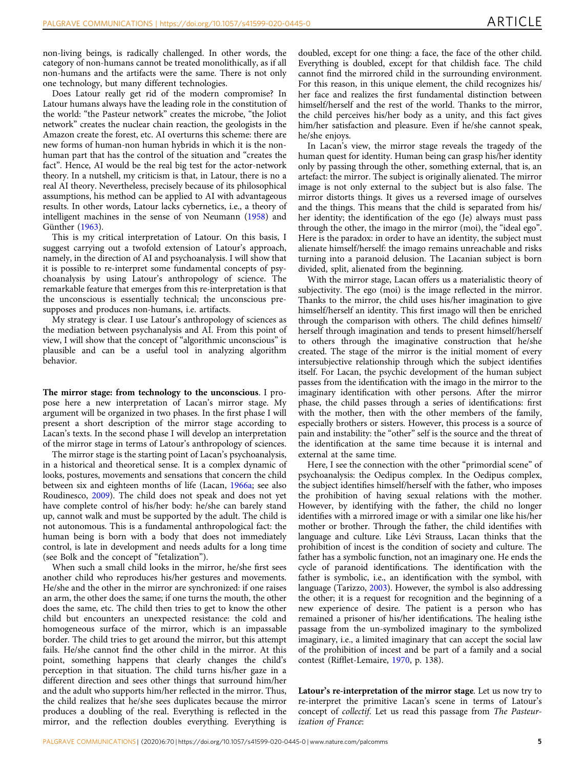non-living beings, is radically challenged. In other words, the category of non-humans cannot be treated monolithically, as if all non-humans and the artifacts were the same. There is not only one technology, but many different technologies.

Does Latour really get rid of the modern compromise? In Latour humans always have the leading role in the constitution of the world: "the Pasteur network" creates the microbe, "the Joliot network" creates the nuclear chain reaction, the geologists in the Amazon create the forest, etc. AI overturns this scheme: there are new forms of human-non human hybrids in which it is the non-human part that has the control of the situation and "creates the fact". Hence, AI would be the real big test for the actor-network theory. In a nutshell, my criticism is that, in Latour, there is no a real AI theory. Nevertheless, precisely because of its philosophical assumptions, his method can be applied to AI with advantageous results. In other words, Latour lacks cybernetics, i.e., a theory of intelligent machines in the sense of von Neumann (1958) and Günther (1963).

This is my critical interpretation of Latour. On this basis, I suggest carrying out a twofold extension of Latour's approach, namely, in the direction of AI and psychoanalysis. I will show that it is possible to re-interpret some fundamental concepts of psychoanalysis by using Latour's anthropology of science. The remarkable feature that emerges from this re-interpretation is that the unconscious is essentially technical; the unconscious presupposes and produces non-humans, i.e. artifacts.

My strategy is clear. I use Latour's anthropology of sciences as the mediation between psychanalysis and AI. From this point of view, I will show that the concept of "algorithmic unconscious" is plausible and can be a useful tool in analyzing algorithm behavior.

**The mirror stage: from technology to the unconscious**. I propose here a new interpretation of Lacan's mirror stage. My argument will be organized in two phases. In the first phase I will present a short description of the mirror stage according to Lacan's texts. In the second phase I will develop an interpretation of the mirror stage in terms of Latour's anthropology of sciences.

The mirror stage is the starting point of Lacan's psychoanalysis, in a historical and theoretical sense. It is a complex dynamic of looks, postures, movements and sensations that concern the child between six and eighteen months of life (Lacan, 1966a; see also Roudinesco, 2009). The child does not speak and does not yet have complete control of his/her body: he/she can barely stand up, cannot walk and must be supported by the adult. The child is not autonomous. This is a fundamental anthropological fact: the human being is born with a body that does not immediately control, is late in development and needs adults for a long time (see Bolk and the concept of "fetalization").

When such a small child looks in the mirror, he/she first sees another child who reproduces his/her gestures and movements. He/she and the other in the mirror are synchronized: if one raises an arm, the other does the same; if one turns the mouth, the other does the same, etc. The child then tries to get to know the other child but encounters an unexpected resistance: the cold and homogeneous surface of the mirror, which is an impassable border. The child tries to get around the mirror, but this attempt fails. He/she cannot find the other child in the mirror. At this point, something happens that clearly changes the child's perception in that situation. The child turns his/her gaze in a different direction and sees other things that surround him/her and the adult who supports him/her reflected in the mirror. Thus, the child realizes that he/she sees duplicates because the mirror produces a doubling of the real. Everything is reflected in the mirror, and the reflection doubles everything. Everything is doubled, except for one thing: a face, the face of the other child. Everything is doubled, except for that childish face. The child cannot find the mirrored child in the surrounding environment. For this reason, in this unique element, the child recognizes his/her face and realizes the first fundamental distinction between himself/herself and the rest of the world. Thanks to the mirror, the child perceives his/her body as a unity, and this fact gives him/her satisfaction and pleasure. Even if he/she cannot speak, he/she enjoys.

In Lacan's view, the mirror stage reveals the tragedy of the human quest for identity. Human being can grasp his/her identity only by passing through the other, something external, that is, an artefact: the mirror. The subject is originally alienated. The mirror image is not only external to the subject but is also false. The mirror distorts things. It gives us a reversed image of ourselves and the things. This means that the child is separated from his/her identity; the identification of the ego (Je) always must pass through the other, the imago in the mirror (moi), the "ideal ego". Here is the paradox: in order to have an identity, the subject must alienate himself/herself: the imago remains unreachable and risks turning into a paranoid delusion. The Lacanian subject is born divided, split, alienated from the beginning.

With the mirror stage, Lacan offers us a materialistic theory of subjectivity. The ego (moi) is the image reflected in the mirror. Thanks to the mirror, the child uses his/her imagination to give himself/herself an identity. This first imago will then be enriched through the comparison with others. The child defines himself/herself through imagination and tends to present himself/herself to others through the imaginative construction that he/she created. The stage of the mirror is the initial moment of every intersubjective relationship through which the subject identifies itself. For Lacan, the psychic development of the human subject passes from the identification with the imago in the mirror to the imaginary identification with other persons. After the mirror phase, the child passes through a series of identifications: first with the mother, then with the other members of the family, especially brothers or sisters. However, this process is a source of pain and instability: the "other" self is the source and the threat of the identification at the same time because it is internal and external at the same time.

Here, I see the connection with the other "primordial scene" of psychoanalysis: the Oedipus complex. In the Oedipus complex, the subject identifies himself/herself with the father, who imposes the prohibition of having sexual relations with the mother. However, by identifying with the father, the child no longer identifies with a mirrored image or with a similar one like his/her mother or brother. Through the father, the child identifies with language and culture. Like Lévi Strauss, Lacan thinks that the prohibition of incest is the condition of society and culture. The father has a symbolic function, not an imaginary one. He ends the cycle of paranoid identifications. The identification with the father is symbolic, i.e., an identification with the symbol, with language (Tarizzo, 2003). However, the symbol is also addressing the other; it is a request for recognition and the beginning of a new experience of desire. The patient is a person who has remained a prisoner of his/her identifications. The healing isthe passage from the un-symbolized imaginary to the symbolized imaginary, i.e., a limited imaginary that can accept the social law of the prohibition of incest and be part of a family and a social contest (Rifflet-Lemaire, 1970, p. 138).

**Latour's re-interpretation of the mirror stage**. Let us now try to re-interpret the primitive Lacan's scene in terms of Latour's concept of *collectif*. Let us read this passage from *The Pasteurization of France*: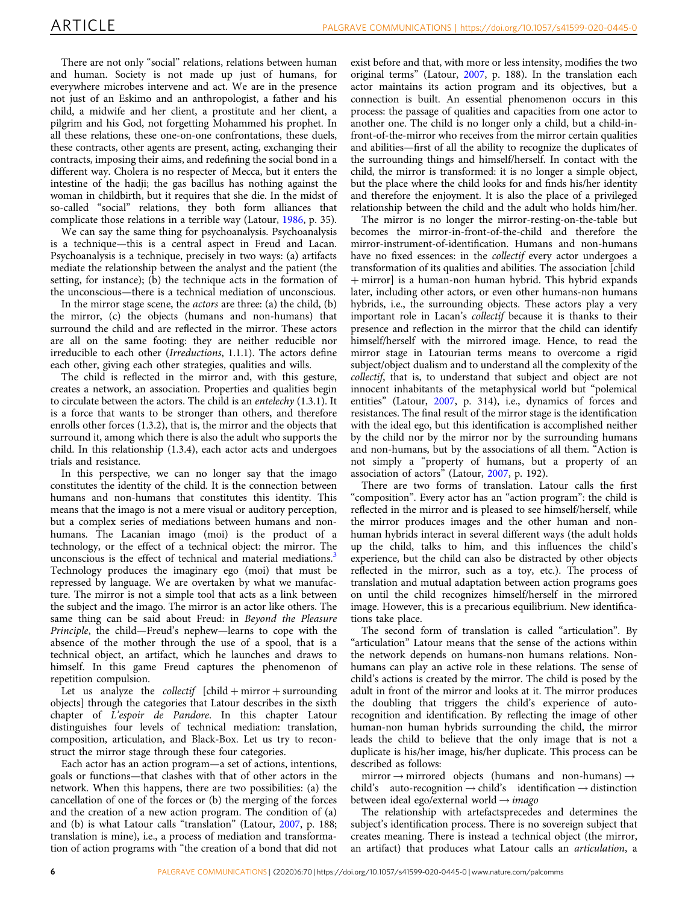There are not only "social" relations, relations between human and human. Society is not made up just of humans, for everywhere microbes intervene and act. We are in the presence not just of an Eskimo and an anthropologist, a father and his child, a midwife and her client, a prostitute and her client, a pilgrim and his God, not forgetting Mohammed his prophet. In all these relations, these one-on-one confrontations, these duels, these contracts, other agents are present, acting, exchanging their contracts, imposing their aims, and redefining the social bond in a different way. Cholera is no respecter of Mecca, but it enters the intestine of the hadji; the gas bacillus has nothing against the woman in childbirth, but it requires that she die. In the midst of so-called "social" relations, they both form alliances that complicate those relations in a terrible way (Latour, 1986, p. 35).

We can say the same thing for psychoanalysis. Psychoanalysis is a technique—this is a central aspect in Freud and Lacan. Psychoanalysis is a technique, precisely in two ways: (a) artifacts mediate the relationship between the analyst and the patient (the setting, for instance); (b) the technique acts in the formation of the unconscious—there is a technical mediation of unconscious.

In the mirror stage scene, the *actors* are three: (a) the child, (b) the mirror, (c) the objects (humans and non-humans) that surround the child and are reflected in the mirror. These actors are all on the same footing: they are neither reducible nor irreducible to each other (*Irreductions*, 1.1.1). The actors define each other, giving each other strategies, qualities and wills.

The child is reflected in the mirror and, with this gesture, creates a network, an association. Properties and qualities begin to circulate between the actors. The child is an *entelechy* (1.3.1). It is a force that wants to be stronger than others, and therefore enrolls other forces (1.3.2), that is, the mirror and the objects that surround it, among which there is also the adult who supports the child. In this relationship (1.3.4), each actor acts and undergoes trials and resistance.

In this perspective, we can no longer say that the imago constitutes the identity of the child. It is the connection between humans and non-humans that constitutes this identity. This means that the imago is not a mere visual or auditory perception, but a complex series of mediations between humans and non-humans. The Lacanian imago (moi) is the product of a technology, or the effect of a technical object: the mirror. The unconscious is the effect of technical and material mediations.[3] Technology produces the imaginary ego (moi) that must be repressed by language. We are overtaken by what we manufacture. The mirror is not a simple tool that acts as a link between the subject and the imago. The mirror is an actor like others. The same thing can be said about Freud: in *Beyond the Pleasure Principle*, the child—Freud's nephew—learns to cope with the absence of the mother through the use of a spool, that is a technical object, an artifact, which he launches and draws to himself. In this game Freud captures the phenomenon of repetition compulsion.

Let us analyze the *collectif* [child + mirror + surrounding objects] through the categories that Latour describes in the sixth chapter of *L'espoir de Pandore*. In this chapter Latour distinguishes four levels of technical mediation: translation, composition, articulation, and Black-Box. Let us try to reconstruct the mirror stage through these four categories.

Each actor has an action program—a set of actions, intentions, goals or functions—that clashes with that of other actors in the network. When this happens, there are two possibilities: (a) the cancellation of one of the forces or (b) the merging of the forces and the creation of a new action program. The condition of (a) and (b) is what Latour calls "translation" (Latour, 2007, p. 188; translation is mine), i.e., a process of mediation and transformation of action programs with "the creation of a bond that did not exist before and that, with more or less intensity, modifies the two original terms" (Latour, 2007, p. 188). In the translation each actor maintains its action program and its objectives, but a connection is built. An essential phenomenon occurs in this process: the passage of qualities and capacities from one actor to another one. The child is no longer only a child, but a child-in-front-of-the-mirror who receives from the mirror certain qualities and abilities—first of all the ability to recognize the duplicates of the surrounding things and himself/herself. In contact with the child, the mirror is transformed: it is no longer a simple object, but the place where the child looks for and finds his/her identity and therefore the enjoyment. It is also the place of a privileged relationship between the child and the adult who holds him/her.

The mirror is no longer the mirror-resting-on-the-table but becomes the mirror-in-front-of-the-child and therefore the mirror-instrument-of-identification. Humans and non-humans have no fixed essences: in the *collectif* every actor undergoes a transformation of its qualities and abilities. The association [child + mirror] is a human-non human hybrid. This hybrid expands later, including other actors, or even other humans-non humans hybrids, i.e., the surrounding objects. These actors play a very important role in Lacan's *collectif* because it is thanks to their presence and reflection in the mirror that the child can identify himself/herself with the mirrored image. Hence, to read the mirror stage in Latourian terms means to overcome a rigid subject/object dualism and to understand all the complexity of the *collectif*, that is, to understand that subject and object are not innocent inhabitants of the metaphysical world but "polemical entities" (Latour, 2007, p. 314), i.e., dynamics of forces and resistances. The final result of the mirror stage is the identification with the ideal ego, but this identification is accomplished neither by the child nor by the mirror nor by the surrounding humans and non-humans, but by the associations of all them. "Action is not simply a "property of humans, but a property of an association of actors" (Latour, 2007, p. 192).

There are two forms of translation. Latour calls the first "composition". Every actor has an "action program": the child is reflected in the mirror and is pleased to see himself/herself, while the mirror produces images and the other human and non-human hybrids interact in several different ways (the adult holds up the child, talks to him, and this influences the child's experience, but the child can also be distracted by other objects reflected in the mirror, such as a toy, etc.). The process of translation and mutual adaptation between action programs goes on until the child recognizes himself/herself in the mirrored image. However, this is a precarious equilibrium. New identifications take place.

The second form of translation is called "articulation". By "articulation" Latour means that the sense of the actions within the network depends on humans-non humans relations. Non-humans can play an active role in these relations. The sense of child's actions is created by the mirror. The child is posed by the adult in front of the mirror and looks at it. The mirror produces the doubling that triggers the child's experience of auto-recognition and identification. By reflecting the image of other human-non human hybrids surrounding the child, the mirror leads the child to believe that the only image that is not a duplicate is his/her image, his/her duplicate. This process can be described as follows:

mirror → mirrored objects (humans and non-humans) → child's auto-recognition → child's identification → distinction between ideal ego/external world → *imago*

The relationship with artefactsprecedes and determines the subject's identification process. There is no sovereign subject that creates meaning. There is instead a technical object (the mirror, an artifact) that produces what Latour calls an *articulation*, a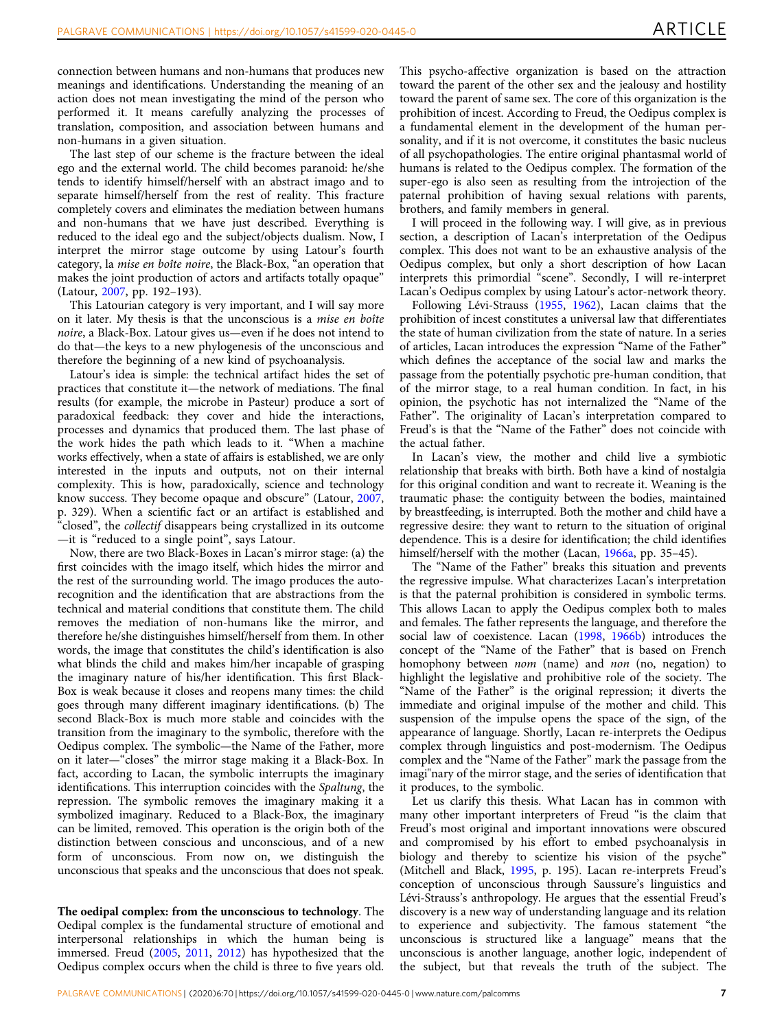connection between humans and non-humans that produces new meanings and identifications. Understanding the meaning of an action does not mean investigating the mind of the person who performed it. It means carefully analyzing the processes of translation, composition, and association between humans and non-humans in a given situation.

The last step of our scheme is the fracture between the ideal ego and the external world. The child becomes paranoid: he/she tends to identify himself/herself with an abstract imago and to separate himself/herself from the rest of reality. This fracture completely covers and eliminates the mediation between humans and non-humans that we have just described. Everything is reduced to the ideal ego and the subject/objects dualism. Now, I interpret the mirror stage outcome by using Latour's fourth category, la *mise en boîte noire*, the Black-Box, "an operation that makes the joint production of actors and artifacts totally opaque" (Latour, 2007, pp. 192–193).

This Latourian category is very important, and I will say more on it later. My thesis is that the unconscious is a *mise en boîte noire*, a Black-Box. Latour gives us—even if he does not intend to do that—the keys to a new phylogenesis of the unconscious and therefore the beginning of a new kind of psychoanalysis.

Latour's idea is simple: the technical artifact hides the set of practices that constitute it—the network of mediations. The final results (for example, the microbe in Pasteur) produce a sort of paradoxical feedback: they cover and hide the interactions, processes and dynamics that produced them. The last phase of the work hides the path which leads to it. "When a machine works effectively, when a state of affairs is established, we are only interested in the inputs and outputs, not on their internal complexity. This is how, paradoxically, science and technology know success. They become opaque and obscure" (Latour, 2007, p. 329). When a scientific fact or an artifact is established and "closed", the *collectif* disappears being crystallized in its outcome —it is "reduced to a single point", says Latour.

Now, there are two Black-Boxes in Lacan's mirror stage: (a) the first coincides with the imago itself, which hides the mirror and the rest of the surrounding world. The imago produces the auto-recognition and the identification that are abstractions from the technical and material conditions that constitute them. The child removes the mediation of non-humans like the mirror, and therefore he/she distinguishes himself/herself from them. In other words, the image that constitutes the child's identification is also what blinds the child and makes him/her incapable of grasping the imaginary nature of his/her identification. This first Black-Box is weak because it closes and reopens many times: the child goes through many different imaginary identifications. (b) The second Black-Box is much more stable and coincides with the transition from the imaginary to the symbolic, therefore with the Oedipus complex. The symbolic—the Name of the Father, more on it later—"closes" the mirror stage making it a Black-Box. In fact, according to Lacan, the symbolic interrupts the imaginary identifications. This interruption coincides with the *Spaltung*, the repression. The symbolic removes the imaginary making it a symbolized imaginary. Reduced to a Black-Box, the imaginary can be limited, removed. This operation is the origin both of the distinction between conscious and unconscious, and of a new form of unconscious. From now on, we distinguish the unconscious that speaks and the unconscious that does not speak.

**The oedipal complex: from the unconscious to technology**. The Oedipal complex is the fundamental structure of emotional and interpersonal relationships in which the human being is immersed. Freud (2005, 2011, 2012) has hypothesized that the Oedipus complex occurs when the child is three to five years old. This psycho-affective organization is based on the attraction toward the parent of the other sex and the jealousy and hostility toward the parent of same sex. The core of this organization is the prohibition of incest. According to Freud, the Oedipus complex is a fundamental element in the development of the human personality, and if it is not overcome, it constitutes the basic nucleus of all psychopathologies. The entire original phantasmal world of humans is related to the Oedipus complex. The formation of the super-ego is also seen as resulting from the introjection of the paternal prohibition of having sexual relations with parents, brothers, and family members in general.

I will proceed in the following way. I will give, as in previous section, a description of Lacan's interpretation of the Oedipus complex. This does not want to be an exhaustive analysis of the Oedipus complex, but only a short description of how Lacan interprets this primordial "scene". Secondly, I will re-interpret Lacan's Oedipus complex by using Latour's actor-network theory.

Following Lévi-Strauss (1955, 1962), Lacan claims that the prohibition of incest constitutes a universal law that differentiates the state of human civilization from the state of nature. In a series of articles, Lacan introduces the expression "Name of the Father" which defines the acceptance of the social law and marks the passage from the potentially psychotic pre-human condition, that of the mirror stage, to a real human condition. In fact, in his opinion, the psychotic has not internalized the "Name of the Father". The originality of Lacan's interpretation compared to Freud's is that the "Name of the Father" does not coincide with the actual father.

In Lacan's view, the mother and child live a symbiotic relationship that breaks with birth. Both have a kind of nostalgia for this original condition and want to recreate it. Weaning is the traumatic phase: the contiguity between the bodies, maintained by breastfeeding, is interrupted. Both the mother and child have a regressive desire: they want to return to the situation of original dependence. This is a desire for identification; the child identifies himself/herself with the mother (Lacan, 1966a, pp. 35–45).

The "Name of the Father" breaks this situation and prevents the regressive impulse. What characterizes Lacan's interpretation is that the paternal prohibition is considered in symbolic terms. This allows Lacan to apply the Oedipus complex both to males and females. The father represents the language, and therefore the social law of coexistence. Lacan (1998, 1966b) introduces the concept of the "Name of the Father" that is based on French homophony between *nom* (name) and *non* (no, negation) to highlight the legislative and prohibitive role of the society. The "Name of the Father" is the original repression; it diverts the immediate and original impulse of the mother and child. This suspension of the impulse opens the space of the sign, of the appearance of language. Shortly, Lacan re-interprets the Oedipus complex through linguistics and post-modernism. The Oedipus complex and the "Name of the Father" mark the passage from the imagi"nary of the mirror stage, and the series of identification that it produces, to the symbolic.

Let us clarify this thesis. What Lacan has in common with many other important interpreters of Freud "is the claim that Freud's most original and important innovations were obscured and compromised by his effort to embed psychoanalysis in biology and thereby to scientize his vision of the psyche" (Mitchell and Black, 1995, p. 195). Lacan re-interprets Freud's conception of unconscious through Saussure's linguistics and Lévi-Strauss's anthropology. He argues that the essential Freud's discovery is a new way of understanding language and its relation to experience and subjectivity. The famous statement "the unconscious is structured like a language" means that the unconscious is another language, another logic, independent of the subject, but that reveals the truth of the subject. The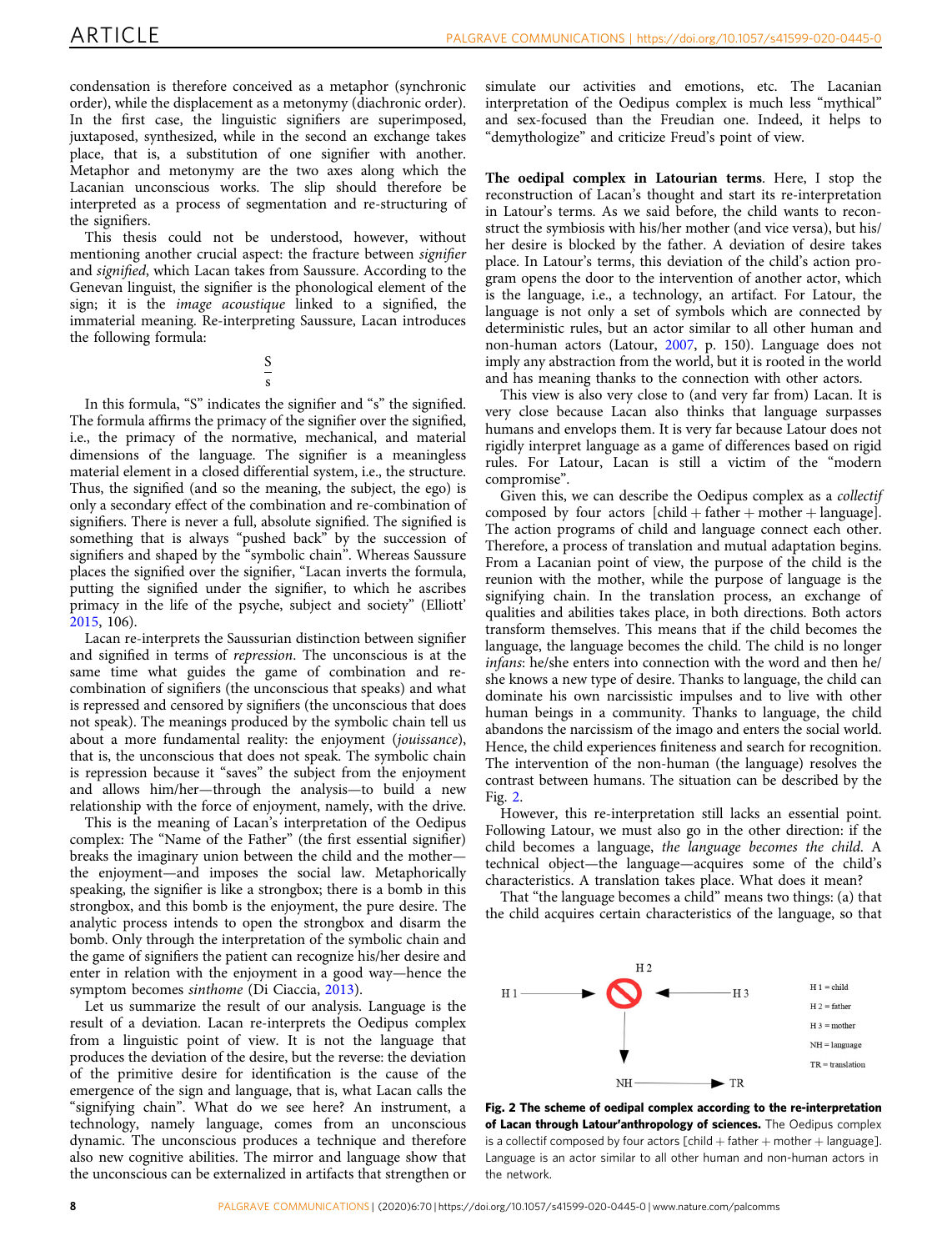condensation is therefore conceived as a metaphor (synchronic order), while the displacement as a metonymy (diachronic order). In the first case, the linguistic signifiers are superimposed, juxtaposed, synthesized, while in the second an exchange takes place, that is, a substitution of one signifier with another. Metaphor and metonymy are the two axes along which the Lacanian unconscious works. The slip should therefore be interpreted as a process of segmentation and re-structuring of the signifiers.

This thesis could not be understood, however, without mentioning another crucial aspect: the fracture between *signifier* and *signified*, which Lacan takes from Saussure. According to the Genevan linguist, the signifier is the phonological element of the sign; it is the *image acoustique* linked to a signified, the immaterial meaning. Re-interpreting Saussure, Lacan introduces the following formula:

$$\frac{S}{s}$$

In this formula, "S" indicates the signifier and "s" the signified. The formula affirms the primacy of the signifier over the signified, i.e., the primacy of the normative, mechanical, and material dimensions of the language. The signifier is a meaningless material element in a closed differential system, i.e., the structure. Thus, the signified (and so the meaning, the subject, the ego) is only a secondary effect of the combination and re-combination of signifiers. There is never a full, absolute signified. The signified is something that is always "pushed back" by the succession of signifiers and shaped by the "symbolic chain". Whereas Saussure places the signified over the signifier, "Lacan inverts the formula, putting the signified under the signifier, to which he ascribes primacy in the life of the psyche, subject and society" (Elliott' 2015, 106).

Lacan re-interprets the Saussurian distinction between signifier and signified in terms of *repression*. The unconscious is at the same time what guides the game of combination and re-combination of signifiers (the unconscious that speaks) and what is repressed and censored by signifiers (the unconscious that does not speak). The meanings produced by the symbolic chain tell us about a more fundamental reality: the enjoyment (*jouissance*), that is, the unconscious that does not speak. The symbolic chain is repression because it "saves" the subject from the enjoyment and allows him/her—through the analysis—to build a new relationship with the force of enjoyment, namely, with the drive.

This is the meaning of Lacan's interpretation of the Oedipus complex: The "Name of the Father" (the first essential signifier) breaks the imaginary union between the child and the mother—the enjoyment—and imposes the social law. Metaphorically speaking, the signifier is like a strongbox; there is a bomb in this strongbox, and this bomb is the enjoyment, the pure desire. The analytic process intends to open the strongbox and disarm the bomb. Only through the interpretation of the symbolic chain and the game of signifiers the patient can recognize his/her desire and enter in relation with the enjoyment in a good way—hence the symptom becomes *sinthome* (Di Ciaccia, 2013).

Let us summarize the result of our analysis. Language is the result of a deviation. Lacan re-interprets the Oedipus complex from a linguistic point of view. It is not the language that produces the deviation of the desire, but the reverse: the deviation of the primitive desire for identification is the cause of the emergence of the sign and language, that is, what Lacan calls the "signifying chain". What do we see here? An instrument, a technology, namely language, comes from an unconscious dynamic. The unconscious produces a technique and therefore also new cognitive abilities. The mirror and language show that the unconscious can be externalized in artifacts that strengthen or simulate our activities and emotions, etc. The Lacanian interpretation of the Oedipus complex is much less "mythical" and sex-focused than the Freudian one. Indeed, it helps to "demythologize" and criticize Freud's point of view.

**The oedipal complex in Latourian terms**. Here, I stop the reconstruction of Lacan's thought and start its re-interpretation in Latour's terms. As we said before, the child wants to reconstruct the symbiosis with his/her mother (and vice versa), but his/her desire is blocked by the father. A deviation of desire takes place. In Latour's terms, this deviation of the child's action program opens the door to the intervention of another actor, which is the language, i.e., a technology, an artifact. For Latour, the language is not only a set of symbols which are connected by deterministic rules, but an actor similar to all other human and non-human actors (Latour, 2007, p. 150). Language does not imply any abstraction from the world, but it is rooted in the world and has meaning thanks to the connection with other actors.

This view is also very close to (and very far from) Lacan. It is very close because Lacan also thinks that language surpasses humans and envelops them. It is very far because Latour does not rigidly interpret language as a game of differences based on rigid rules. For Latour, Lacan is still a victim of the "modern compromise".

Given this, we can describe the Oedipus complex as a *collectif* composed by four actors [child + father + mother + language]. The action programs of child and language connect each other. Therefore, a process of translation and mutual adaptation begins. From a Lacanian point of view, the purpose of the child is the reunion with the mother, while the purpose of language is the signifying chain. In the translation process, an exchange of qualities and abilities takes place, in both directions. Both actors transform themselves. This means that if the child becomes the language, the language becomes the child. The child is no longer *infans*: he/she enters into connection with the word and then he/she knows a new type of desire. Thanks to language, the child can dominate his own narcissistic impulses and to live with other human beings in a community. Thanks to language, the child abandons the narcissism of the imago and enters the social world. Hence, the child experiences finiteness and search for recognition. The intervention of the non-human (the language) resolves the contrast between humans. The situation can be described by the Fig. 2.

However, this re-interpretation still lacks an essential point. Following Latour, we must also go in the other direction: if the child becomes a language, *the language becomes the child*. A technical object—the language—acquires some of the child's characteristics. A translation takes place. What does it mean?

That "the language becomes a child" means two things: (a) that the child acquires certain characteristics of the language, so that

**Fig. 2 The scheme of oedipal complex according to the re-interpretation of Lacan through Latour'anthropology of sciences.** The Oedipus complex is a collectif composed by four actors [child + father + mother + language]. Language is an actor similar to all other human and non-human actors in the network.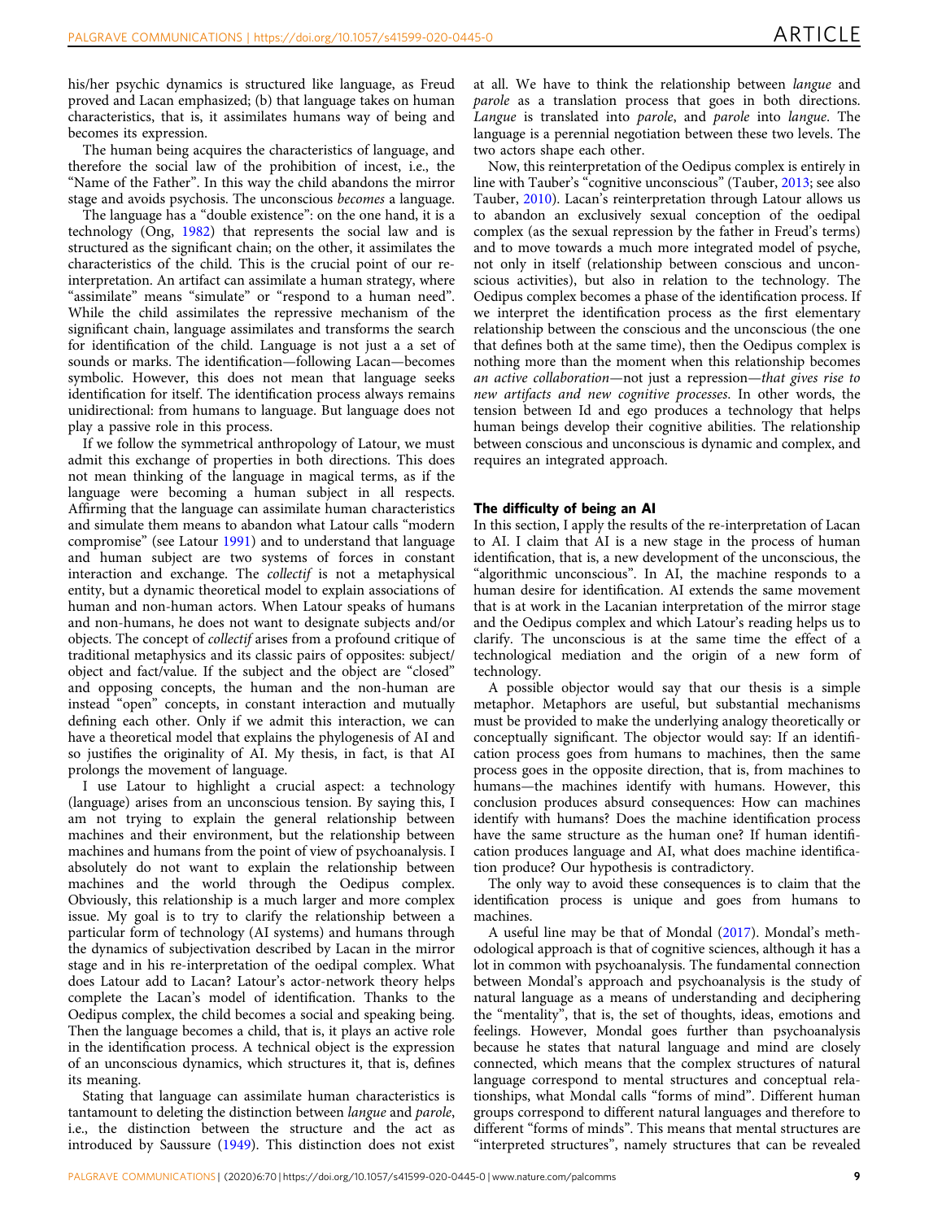his/her psychic dynamics is structured like language, as Freud proved and Lacan emphasized; (b) that language takes on human characteristics, that is, it assimilates humans way of being and becomes its expression.

The human being acquires the characteristics of language, and therefore the social law of the prohibition of incest, i.e., the "Name of the Father". In this way the child abandons the mirror stage and avoids psychosis. The unconscious *becomes* a language.

The language has a "double existence": on the one hand, it is a technology (Ong, 1982) that represents the social law and is structured as the significant chain; on the other, it assimilates the characteristics of the child. This is the crucial point of our re-interpretation. An artifact can assimilate a human strategy, where "assimilate" means "simulate" or "respond to a human need". While the child assimilates the repressive mechanism of the significant chain, language assimilates and transforms the search for identification of the child. Language is not just a a set of sounds or marks. The identification—following Lacan—becomes symbolic. However, this does not mean that language seeks identification for itself. The identification process always remains unidirectional: from humans to language. But language does not play a passive role in this process.

If we follow the symmetrical anthropology of Latour, we must admit this exchange of properties in both directions. This does not mean thinking of the language in magical terms, as if the language were becoming a human subject in all respects. Affirming that the language can assimilate human characteristics and simulate them means to abandon what Latour calls "modern compromise" (see Latour 1991) and to understand that language and human subject are two systems of forces in constant interaction and exchange. The *collectif* is not a metaphysical entity, but a dynamic theoretical model to explain associations of human and non-human actors. When Latour speaks of humans and non-humans, he does not want to designate subjects and/or objects. The concept of *collectif* arises from a profound critique of traditional metaphysics and its classic pairs of opposites: subject/object and fact/value. If the subject and the object are "closed" and opposing concepts, the human and the non-human are instead "open" concepts, in constant interaction and mutually defining each other. Only if we admit this interaction, we can have a theoretical model that explains the phylogenesis of AI and so justifies the originality of AI. My thesis, in fact, is that AI prolongs the movement of language.

I use Latour to highlight a crucial aspect: a technology (language) arises from an unconscious tension. By saying this, I am not trying to explain the general relationship between machines and their environment, but the relationship between machines and humans from the point of view of psychoanalysis. I absolutely do not want to explain the relationship between machines and the world through the Oedipus complex. Obviously, this relationship is a much larger and more complex issue. My goal is to try to clarify the relationship between a particular form of technology (AI systems) and humans through the dynamics of subjectivation described by Lacan in the mirror stage and in his re-interpretation of the oedipal complex. What does Latour add to Lacan? Latour's actor-network theory helps complete the Lacan's model of identification. Thanks to the Oedipus complex, the child becomes a social and speaking being. Then the language becomes a child, that is, it plays an active role in the identification process. A technical object is the expression of an unconscious dynamics, which structures it, that is, defines its meaning.

Stating that language can assimilate human characteristics is tantamount to deleting the distinction between *langue* and *parole*, i.e., the distinction between the structure and the act as introduced by Saussure (1949). This distinction does not exist at all. We have to think the relationship between *langue* and *parole* as a translation process that goes in both directions. *Langue* is translated into *parole*, and *parole* into *langue*. The language is a perennial negotiation between these two levels. The two actors shape each other.

Now, this reinterpretation of the Oedipus complex is entirely in line with Tauber's "cognitive unconscious" (Tauber, 2013; see also Tauber, 2010). Lacan's reinterpretation through Latour allows us to abandon an exclusively sexual conception of the oedipal complex (as the sexual repression by the father in Freud's terms) and to move towards a much more integrated model of psyche, not only in itself (relationship between conscious and unconscious activities), but also in relation to the technology. The Oedipus complex becomes a phase of the identification process. If we interpret the identification process as the first elementary relationship between the conscious and the unconscious (the one that defines both at the same time), then the Oedipus complex is nothing more than the moment when this relationship becomes *an active collaboration*—not just a repression—*that gives rise to new artifacts and new cognitive processes*. In other words, the tension between Id and ego produces a technology that helps human beings develop their cognitive abilities. The relationship between conscious and unconscious is dynamic and complex, and requires an integrated approach.

## The difficulty of being an AI

In this section, I apply the results of the re-interpretation of Lacan to AI. I claim that AI is a new stage in the process of human identification, that is, a new development of the unconscious, the "algorithmic unconscious". In AI, the machine responds to a human desire for identification. AI extends the same movement that is at work in the Lacanian interpretation of the mirror stage and the Oedipus complex and which Latour's reading helps us to clarify. The unconscious is at the same time the effect of a technological mediation and the origin of a new form of technology.

A possible objector would say that our thesis is a simple metaphor. Metaphors are useful, but substantial mechanisms must be provided to make the underlying analogy theoretically or conceptually significant. The objector would say: If an identification process goes from humans to machines, then the same process goes in the opposite direction, that is, from machines to humans—the machines identify with humans. However, this conclusion produces absurd consequences: How can machines identify with humans? Does the machine identification process have the same structure as the human one? If human identification produce language and AI, what does machine identification produce? Our hypothesis is contradictory.

The only way to avoid these consequences is to claim that the identification process is unique and goes from humans to machines.

A useful line may be that of Mondal (2017). Mondal's methodological approach is that of cognitive sciences, although it has a lot in common with psychoanalysis. The fundamental connection between Mondal's approach and psychoanalysis is the study of natural language as a means of understanding and deciphering the "mentality", that is, the set of thoughts, ideas, emotions and feelings. However, Mondal goes further than psychoanalysis because he states that natural language and mind are closely connected, which means that the complex structures of natural language correspond to mental structures and conceptual relationships, what Mondal calls "forms of mind". Different human groups correspond to different natural languages and therefore to different "forms of minds". This means that mental structures are "interpreted structures", namely structures that can be revealed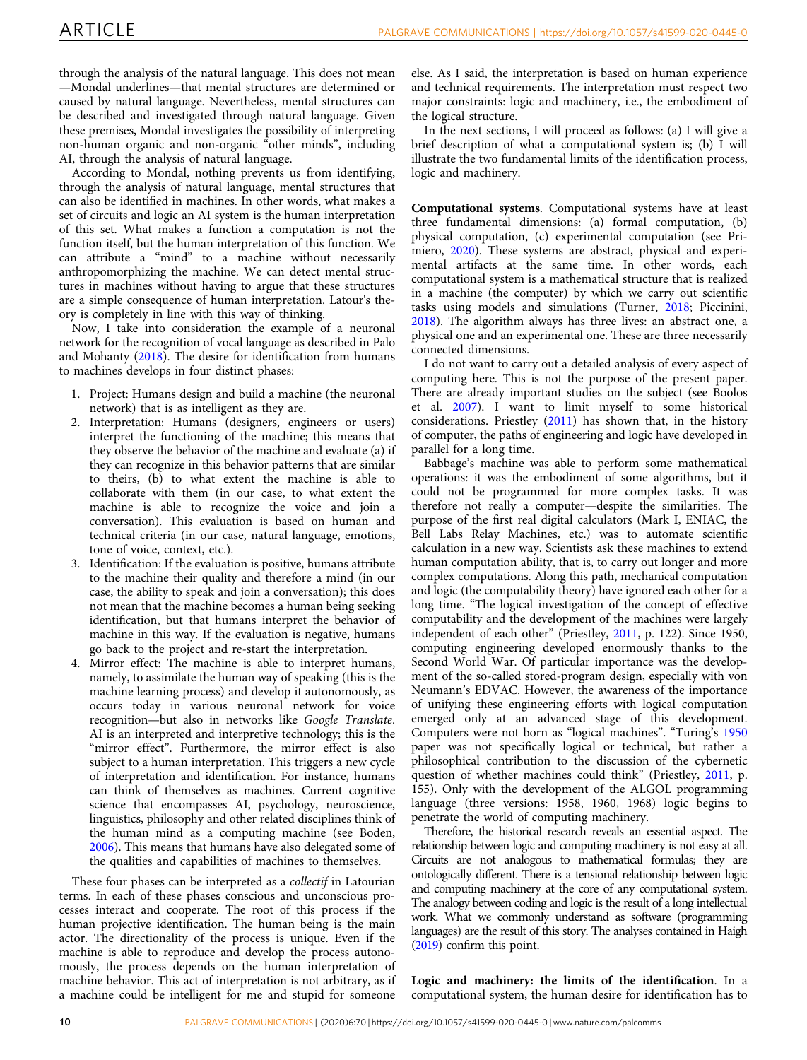through the analysis of the natural language. This does not mean—Mondal underlines—that mental structures are determined or caused by natural language. Nevertheless, mental structures can be described and investigated through natural language. Given these premises, Mondal investigates the possibility of interpreting non-human organic and non-organic "other minds", including AI, through the analysis of natural language.

According to Mondal, nothing prevents us from identifying, through the analysis of natural language, mental structures that can also be identified in machines. In other words, what makes a set of circuits and logic an AI system is the human interpretation of this set. What makes a function a computation is not the function itself, but the human interpretation of this function. We can attribute a "mind" to a machine without necessarily anthropomorphizing the machine. We can detect mental structures in machines without having to argue that these structures are a simple consequence of human interpretation. Latour's theory is completely in line with this way of thinking.

Now, I take into consideration the example of a neuronal network for the recognition of vocal language as described in Palo and Mohanty (2018). The desire for identification from humans to machines develops in four distinct phases:

1. Project: Humans design and build a machine (the neuronal network) that is as intelligent as they are.
2. Interpretation: Humans (designers, engineers or users) interpret the functioning of the machine; this means that they observe the behavior of the machine and evaluate (a) if they can recognize in this behavior patterns that are similar to theirs, (b) to what extent the machine is able to collaborate with them (in our case, to what extent the machine is able to recognize the voice and join a conversation). This evaluation is based on human and technical criteria (in our case, natural language, emotions, tone of voice, context, etc.).
3. Identification: If the evaluation is positive, humans attribute to the machine their quality and therefore a mind (in our case, the ability to speak and join a conversation); this does not mean that the machine becomes a human being seeking identification, but that humans interpret the behavior of machine in this way. If the evaluation is negative, humans go back to the project and re-start the interpretation.
4. Mirror effect: The machine is able to interpret humans, namely, to assimilate the human way of speaking (this is the machine learning process) and develop it autonomously, as occurs today in various neuronal network for voice recognition—but also in networks like *Google Translate*. AI is an interpreted and interpretive technology; this is the "mirror effect". Furthermore, the mirror effect is also subject to a human interpretation. This triggers a new cycle of interpretation and identification. For instance, humans can think of themselves as machines. Current cognitive science that encompasses AI, psychology, neuroscience, linguistics, philosophy and other related disciplines think of the human mind as a computing machine (see Boden, 2006). This means that humans have also delegated some of the qualities and capabilities of machines to themselves.

These four phases can be interpreted as a *collectif* in Latourian terms. In each of these phases conscious and unconscious processes interact and cooperate. The root of this process if the human projective identification. The human being is the main actor. The directionality of the process is unique. Even if the machine is able to reproduce and develop the process autonomously, the process depends on the human interpretation of machine behavior. This act of interpretation is not arbitrary, as if a machine could be intelligent for me and stupid for someone else. As I said, the interpretation is based on human experience and technical requirements. The interpretation must respect two major constraints: logic and machinery, i.e., the embodiment of the logical structure.

In the next sections, I will proceed as follows: (a) I will give a brief description of what a computational system is; (b) I will illustrate the two fundamental limits of the identification process, logic and machinery.

**Computational systems**. Computational systems have at least three fundamental dimensions: (a) formal computation, (b) physical computation, (c) experimental computation (see Primiero, 2020). These systems are abstract, physical and experimental artifacts at the same time. In other words, each computational system is a mathematical structure that is realized in a machine (the computer) by which we carry out scientific tasks using models and simulations (Turner, 2018; Piccinini, 2018). The algorithm always has three lives: an abstract one, a physical one and an experimental one. These are three necessarily connected dimensions.

I do not want to carry out a detailed analysis of every aspect of computing here. This is not the purpose of the present paper. There are already important studies on the subject (see Boolos et al. 2007). I want to limit myself to some historical considerations. Priestley (2011) has shown that, in the history of computer, the paths of engineering and logic have developed in parallel for a long time.

Babbage's machine was able to perform some mathematical operations: it was the embodiment of some algorithms, but it could not be programmed for more complex tasks. It was therefore not really a computer—despite the similarities. The purpose of the first real digital calculators (Mark I, ENIAC, the Bell Labs Relay Machines, etc.) was to automate scientific calculation in a new way. Scientists ask these machines to extend human computation ability, that is, to carry out longer and more complex computations. Along this path, mechanical computation and logic (the computability theory) have ignored each other for a long time. "The logical investigation of the concept of effective computability and the development of the machines were largely independent of each other" (Priestley, 2011, p. 122). Since 1950, computing engineering developed enormously thanks to the Second World War. Of particular importance was the development of the so-called stored-program design, especially with von Neumann's EDVAC. However, the awareness of the importance of unifying these engineering efforts with logical computation emerged only at an advanced stage of this development. Computers were not born as "logical machines". "Turing's 1950 paper was not specifically logical or technical, but rather a philosophical contribution to the discussion of the cybernetic question of whether machines could think" (Priestley, 2011, p. 155). Only with the development of the ALGOL programming language (three versions: 1958, 1960, 1968) logic begins to penetrate the world of computing machinery.

Therefore, the historical research reveals an essential aspect. The relationship between logic and computing machinery is not easy at all. Circuits are not analogous to mathematical formulas; they are ontologically different. There is a tensional relationship between logic and computing machinery at the core of any computational system. The analogy between coding and logic is the result of a long intellectual work. What we commonly understand as software (programming languages) are the result of this story. The analyses contained in Haigh (2019) confirm this point.

**Logic and machinery: the limits of the identification**. In a computational system, the human desire for identification has to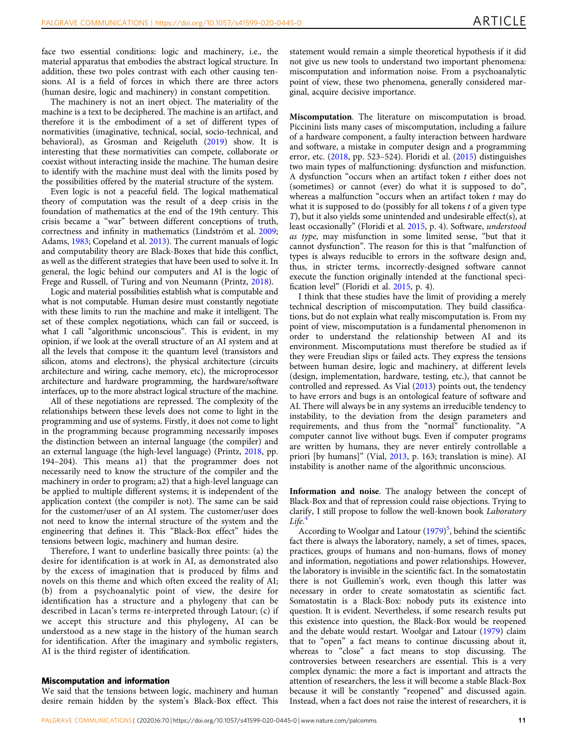face two essential conditions: logic and machinery, i.e., the material apparatus that embodies the abstract logical structure. In addition, these two poles contrast with each other causing tensions. AI is a field of forces in which there are three actors (human desire, logic and machinery) in constant competition.

The machinery is not an inert object. The materiality of the machine is a text to be deciphered. The machine is an artifact, and therefore it is the embodiment of a set of different types of normativities (imaginative, technical, social, socio-technical, and behavioral), as Grosman and Reigeluth (2019) show. It is interesting that these normativities can compete, collaborate or coexist without interacting inside the machine. The human desire to identify with the machine must deal with the limits posed by the possibilities offered by the material structure of the system.

Even logic is not a peaceful field. The logical mathematical theory of computation was the result of a deep crisis in the foundation of mathematics at the end of the 19th century. This crisis became a "war" between different conceptions of truth, correctness and infinity in mathematics (Lindström et al. 2009; Adams, 1983; Copeland et al. 2013). The current manuals of logic and computability theory are Black-Boxes that hide this conflict, as well as the different strategies that have been used to solve it. In general, the logic behind our computers and AI is the logic of Frege and Russell, of Turing and von Neumann (Printz, 2018).

Logic and material possibilities establish what is computable and what is not computable. Human desire must constantly negotiate with these limits to run the machine and make it intelligent. The set of these complex negotiations, which can fail or succeed, is what I call "algorithmic unconscious". This is evident, in my opinion, if we look at the overall structure of an AI system and at all the levels that compose it: the quantum level (transistors and silicon, atoms and electrons), the physical architecture (circuits architecture and wiring, cache memory, etc), the microprocessor architecture and hardware programming, the hardware/software interfaces, up to the more abstract logical structure of the machine.

All of these negotiations are repressed. The complexity of the relationships between these levels does not come to light in the programming and use of systems. Firstly, it does not come to light in the programming because programming necessarily imposes the distinction between an internal language (the compiler) and an external language (the high-level language) (Printz, 2018, pp. 194–204). This means a1) that the programmer does not necessarily need to know the structure of the compiler and the machinery in order to program; a2) that a high-level language can be applied to multiple different systems; it is independent of the application context (the compiler is not). The same can be said for the customer/user of an AI system. The customer/user does not need to know the internal structure of the system and the engineering that defines it. This "Black-Box effect" hides the tensions between logic, machinery and human desire.

Therefore, I want to underline basically three points: (a) the desire for identification is at work in AI, as demonstrated also by the excess of imagination that is produced by films and novels on this theme and which often exceed the reality of AI; (b) from a psychoanalytic point of view, the desire for identification has a structure and a phylogeny that can be described in Lacan's terms re-interpreted through Latour; (c) if we accept this structure and this phylogeny, AI can be understood as a new stage in the history of the human search for identification. After the imaginary and symbolic registers, AI is the third register of identification.

## Miscomputation and information

We said that the tensions between logic, machinery and human desire remain hidden by the system's Black-Box effect. This statement would remain a simple theoretical hypothesis if it did not give us new tools to understand two important phenomena: miscomputation and information noise. From a psychoanalytic point of view, these two phenomena, generally considered marginal, acquire decisive importance.

**Miscomputation**. The literature on miscomputation is broad. Piccinini lists many cases of miscomputation, including a failure of a hardware component, a faulty interaction between hardware and software, a mistake in computer design and a programming error, etc. (2018, pp. 523–524). Floridi et al. (2015) distinguishes two main types of malfunctioning: dysfunction and misfunction. A dysfunction "occurs when an artifact token *t* either does not (sometimes) or cannot (ever) do what it is supposed to do", whereas a malfunction "occurs when an artifact token *t* may do what it is supposed to do (possibly for all tokens *t* of a given type *T*), but it also yields some unintended and undesirable effect(s), at least occasionally" (Floridi et al. 2015, p. 4). Software, *understood as type*, may misfunction in some limited sense, "but that it cannot dysfunction". The reason for this is that "malfunction of types is always reducible to errors in the software design and, thus, in stricter terms, incorrectly-designed software cannot execute the function originally intended at the functional specification level" (Floridi et al. 2015, p. 4).

I think that these studies have the limit of providing a merely technical description of miscomputation. They build classifications, but do not explain what really miscomputation is. From my point of view, miscomputation is a fundamental phenomenon in order to understand the relationship between AI and its environment. Miscomputations must therefore be studied as if they were Freudian slips or failed acts. They express the tensions between human desire, logic and machinery, at different levels (design, implementation, hardware, testing, etc.), that cannot be controlled and repressed. As Vial (2013) points out, the tendency to have errors and bugs is an ontological feature of software and AI. There will always be in any systems an irreducible tendency to instability, to the deviation from the design parameters and requirements, and thus from the "normal" functionality. "A computer cannot live without bugs. Even if computer programs are written by humans, they are never entirely controllable a priori [by humans]" (Vial, 2013, p. 163; translation is mine). AI instability is another name of the algorithmic unconscious.

**Information and noise**. The analogy between the concept of Black-Box and that of repression could raise objections. Trying to clarify, I still propose to follow the well-known book *Laboratory Life*.[4]

According to Woolgar and Latour (1979)[5], behind the scientific fact there is always the laboratory, namely, a set of times, spaces, practices, groups of humans and non-humans, flows of money and information, negotiations and power relationships. However, the laboratory is invisible in the scientific fact. In the somatostatin there is not Guillemin's work, even though this latter was necessary in order to create somatostatin as scientific fact. Somatostatin is a Black-Box: nobody puts its existence into question. It is evident. Nevertheless, if some research results put this existence into question, the Black-Box would be reopened and the debate would restart. Woolgar and Latour (1979) claim that to "open" a fact means to continue discussing about it, whereas to "close" a fact means to stop discussing. The controversies between researchers are essential. This is a very complex dynamic: the more a fact is important and attracts the attention of researchers, the less it will become a stable Black-Box because it will be constantly "reopened" and discussed again. Instead, when a fact does not raise the interest of researchers, it is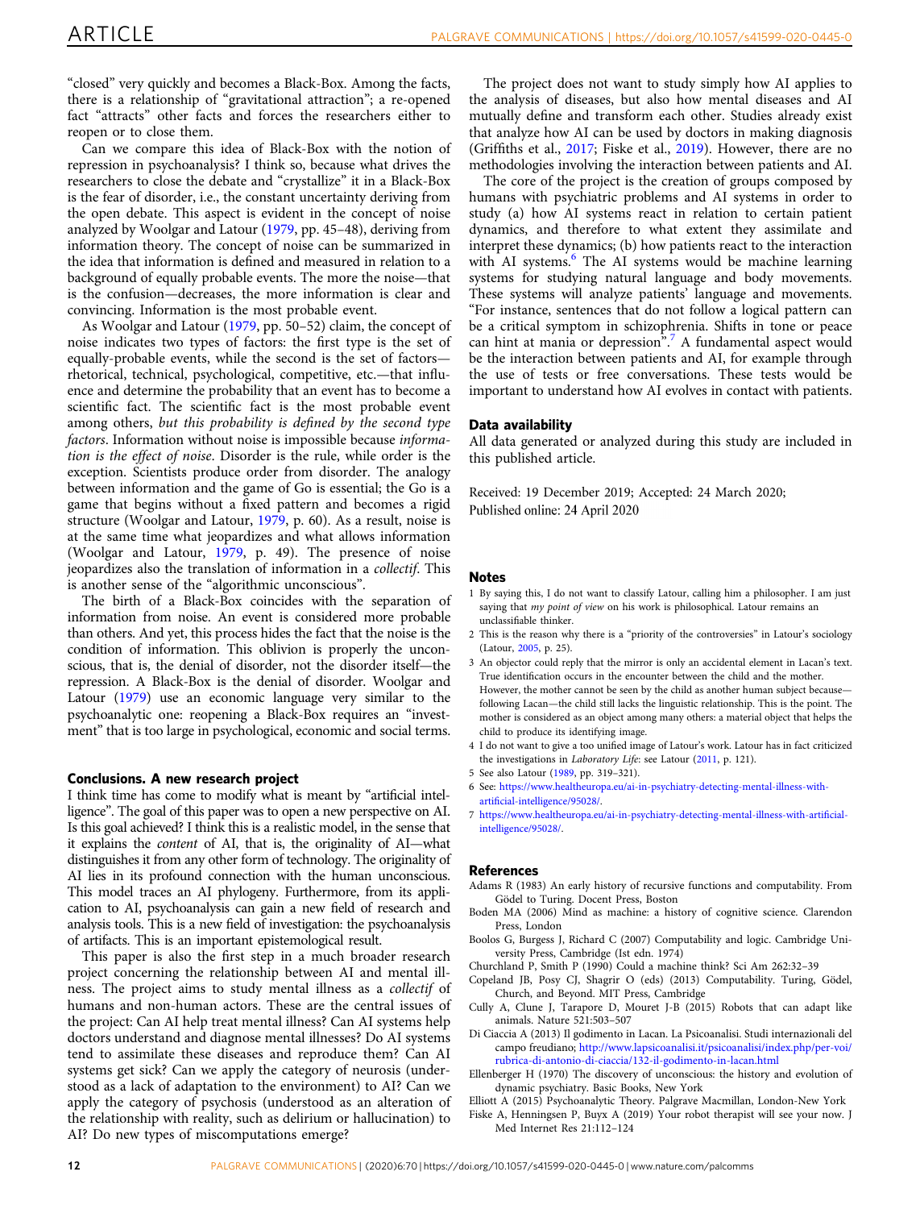"closed" very quickly and becomes a Black-Box. Among the facts, there is a relationship of "gravitational attraction"; a re-opened fact "attracts" other facts and forces the researchers either to reopen or to close them.

Can we compare this idea of Black-Box with the notion of repression in psychoanalysis? I think so, because what drives the researchers to close the debate and "crystallize" it in a Black-Box is the fear of disorder, i.e., the constant uncertainty deriving from the open debate. This aspect is evident in the concept of noise analyzed by Woolgar and Latour (1979, pp. 45–48), deriving from information theory. The concept of noise can be summarized in the idea that information is defined and measured in relation to a background of equally probable events. The more the noise—that is the confusion—decreases, the more information is clear and convincing. Information is the most probable event.

As Woolgar and Latour (1979, pp. 50–52) claim, the concept of noise indicates two types of factors: the first type is the set of equally-probable events, while the second is the set of factors—rhetorical, technical, psychological, competitive, etc.—that influence and determine the probability that an event has to become a scientific fact. The scientific fact is the most probable event among others, *but this probability is defined by the second type factors*. Information without noise is impossible because *information is the effect of noise*. Disorder is the rule, while order is the exception. Scientists produce order from disorder. The analogy between information and the game of Go is essential; the Go is a game that begins without a fixed pattern and becomes a rigid structure (Woolgar and Latour, 1979, p. 60). As a result, noise is at the same time what jeopardizes and what allows information (Woolgar and Latour, 1979, p. 49). The presence of noise jeopardizes also the translation of information in a *collectif*. This is another sense of the "algorithmic unconscious".

The birth of a Black-Box coincides with the separation of information from noise. An event is considered more probable than others. And yet, this process hides the fact that the noise is the condition of information. This oblivion is properly the unconscious, that is, the denial of disorder, not the disorder itself—the repression. A Black-Box is the denial of disorder. Woolgar and Latour (1979) use an economic language very similar to the psychoanalytic one: reopening a Black-Box requires an "investment" that is too large in psychological, economic and social terms.

## Conclusions. A new research project

I think time has come to modify what is meant by "artificial intelligence". The goal of this paper was to open a new perspective on AI. Is this goal achieved? I think this is a realistic model, in the sense that it explains the *content* of AI, that is, the originality of AI—what distinguishes it from any other form of technology. The originality of AI lies in its profound connection with the human unconscious. This model traces an AI phylogeny. Furthermore, from its application to AI, psychoanalysis can gain a new field of research and analysis tools. This is a new field of investigation: the psychoanalysis of artifacts. This is an important epistemological result.

This paper is also the first step in a much broader research project concerning the relationship between AI and mental illness. The project aims to study mental illness as a *collectif* of humans and non-human actors. These are the central issues of the project: Can AI help treat mental illness? Can AI systems help doctors understand and diagnose mental illnesses? Do AI systems tend to assimilate these diseases and reproduce them? Can AI systems get sick? Can we apply the category of neurosis (understood as a lack of adaptation to the environment) to AI? Can we apply the category of psychosis (understood as an alteration of the relationship with reality, such as delirium or hallucination) to AI? Do new types of miscomputations emerge?

The project does not want to study simply how AI applies to the analysis of diseases, but also how mental diseases and AI mutually define and transform each other. Studies already exist that analyze how AI can be used by doctors in making diagnosis (Griffiths et al., 2017; Fiske et al., 2019). However, there are no methodologies involving the interaction between patients and AI.

The core of the project is the creation of groups composed by humans with psychiatric problems and AI systems in order to study (a) how AI systems react in relation to certain patient dynamics, and therefore to what extent they assimilate and interpret these dynamics; (b) how patients react to the interaction with AI systems.[6] The AI systems would be machine learning systems for studying natural language and body movements. These systems will analyze patients' language and movements. "For instance, sentences that do not follow a logical pattern can be a critical symptom in schizophrenia. Shifts in tone or peace can hint at mania or depression".[7] A fundamental aspect would be the interaction between patients and AI, for example through the use of tests or free conversations. These tests would be important to understand how AI evolves in contact with patients.

### Data availability

All data generated or analyzed during this study are included in this published article.

Received: 19 December 2019; Accepted: 24 March 2020;
Published online: 24 April 2020

### Notes

1 By saying this, I do not want to classify Latour, calling him a philosopher. I am just saying that *my point of view* on his work is philosophical. Latour remains an unclassifiable thinker.
2 This is the reason why there is a "priority of the controversies" in Latour's sociology (Latour, 2005, p. 25).
3 An objector could reply that the mirror is only an accidental element in Lacan's text. True identification occurs in the encounter between the child and the mother. However, the mother cannot be seen by the child as another human subject because—following Lacan—the child still lacks the linguistic relationship. This is the point. The mother is considered as an object among many others: a material object that helps the child to produce its identifying image.
4 I do not want to give a too unified image of Latour's work. Latour has in fact criticized the investigations in *Laboratory Life*: see Latour (2011, p. 121).
5 See also Latour (1989, pp. 319–321).
6 See: https://www.healtheuropa.eu/ai-in-psychiatry-detecting-mental-illness-with-artificial-intelligence/95028/.
7 https://www.healtheuropa.eu/ai-in-psychiatry-detecting-mental-illness-with-artificial-intelligence/95028/.

### References

Adams R (1983) An early history of recursive functions and computability. From Gödel to Turing. Docent Press, Boston

Boden MA (2006) Mind as machine: a history of cognitive science. Clarendon Press, London

Boolos G, Burgess J, Richard C (2007) Computability and logic. Cambridge University Press, Cambridge (Ist edn. 1974)

Churchland P, Smith P (1990) Could a machine think? Sci Am 262:32–39

Copeland JB, Posy CJ, Shagrir O (eds) (2013) Computability. Turing, Gödel, Church, and Beyond. MIT Press, Cambridge

Cully A, Clune J, Tarapore D, Mouret J-B (2015) Robots that can adapt like animals. Nature 521:503–507

Di Ciaccia A (2013) Il godimento in Lacan. La Psicoanalisi. Studi internazionali del campo freudiano; http://www.lapsicoanalisi.it/psicoanalisi/index.php/per-voi/rubrica-di-antonio-di-ciaccia/132-il-godimento-in-lacan.html

Ellenberger H (1970) The discovery of unconscious: the history and evolution of dynamic psychiatry. Basic Books, New York

Elliott A (2015) Psychoanalytic Theory. Palgrave Macmillan, London-New York

Fiske A, Henningsen P, Buyx A (2019) Your robot therapist will see your now. J Med Internet Res 21:112–124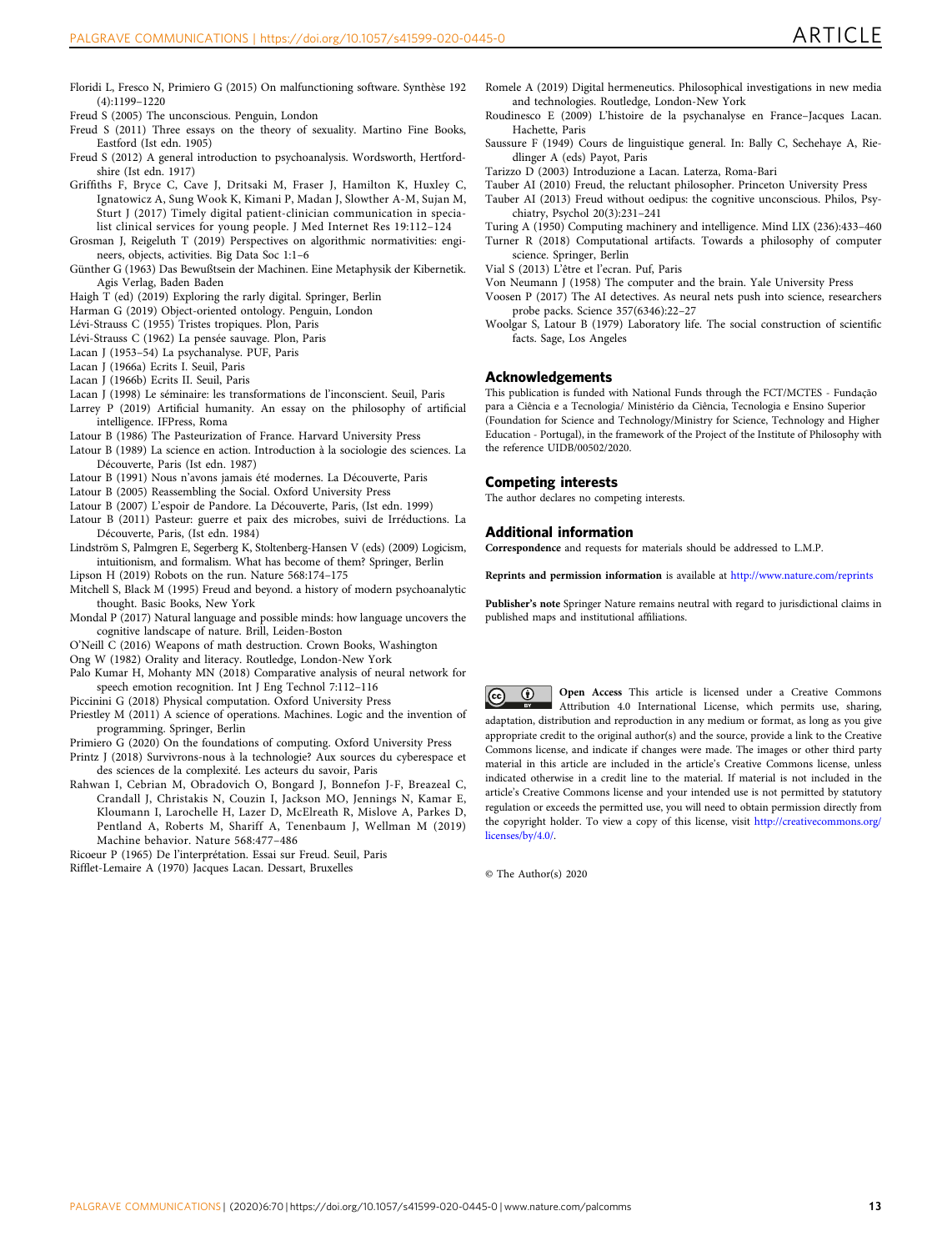Floridi L, Fresco N, Primiero G (2015) On malfunctioning software. Synthèse 192 (4):1199–1220

Freud S (2005) The unconscious. Penguin, London

Freud S (2011) Three essays on the theory of sexuality. Martino Fine Books, Eastford (Ist edn. 1905)

Freud S (2012) A general introduction to psychoanalysis. Wordsworth, Hertfordshire (Ist edn. 1917)

Griffiths F, Bryce C, Cave J, Dritsaki M, Fraser J, Hamilton K, Huxley C, Ignatowicz A, Sung Wook K, Kimani P, Madan J, Slowther A-M, Sujan M, Sturt J (2017) Timely digital patient-clinician communication in specialist clinical services for young people. J Med Internet Res 19:112–124

Grosman J, Reigeluth T (2019) Perspectives on algorithmic normativities: engineers, objects, activities. Big Data Soc 1:1–6

Günther G (1963) Das Bewußtsein der Machinen. Eine Metaphysik der Kibernetik. Agis Verlag, Baden Baden

Haigh T (ed) (2019) Exploring the rarly digital. Springer, Berlin

Harman G (2019) Object-oriented ontology. Penguin, London

Lévi-Strauss C (1955) Tristes tropiques. Plon, Paris

Lévi-Strauss C (1962) La pensée sauvage. Plon, Paris

Lacan J (1953–54) La psychanalyse. PUF, Paris

Lacan J (1966a) Ecrits I. Seuil, Paris

Lacan J (1966b) Ecrits II. Seuil, Paris

Lacan J (1998) Le séminaire: les transformations de l'inconscient. Seuil, Paris

Larrey P (2019) Artificial humanity. An essay on the philosophy of artificial intelligence. IFPress, Roma

Latour B (1986) The Pasteurization of France. Harvard University Press

Latour B (1989) La science en action. Introduction à la sociologie des sciences. La Découverte, Paris (Ist edn. 1987)

Latour B (1991) Nous n'avons jamais été modernes. La Découverte, Paris

Latour B (2005) Reassembling the Social. Oxford University Press

Latour B (2007) L'espoir de Pandore. La Découverte, Paris, (Ist edn. 1999)

Latour B (2011) Pasteur: guerre et paix des microbes, suivi de Irréductions. La Découverte, Paris, (Ist edn. 1984)

Lindström S, Palmgren E, Segerberg K, Stoltenberg-Hansen V (eds) (2009) Logicism, intuitionism, and formalism. What has become of them? Springer, Berlin

Lipson H (2019) Robots on the run. Nature 568:174–175

Mitchell S, Black M (1995) Freud and beyond. a history of modern psychoanalytic thought. Basic Books, New York

Mondal P (2017) Natural language and possible minds: how language uncovers the cognitive landscape of nature. Brill, Leiden-Boston

O'Neill C (2016) Weapons of math destruction. Crown Books, Washington

Ong W (1982) Orality and literacy. Routledge, London-New York

Palo Kumar H, Mohanty MN (2018) Comparative analysis of neural network for speech emotion recognition. Int J Eng Technol 7:112–116

Piccinini G (2018) Physical computation. Oxford University Press

Priestley M (2011) A science of operations. Machines. Logic and the invention of programming. Springer, Berlin

Primiero G (2020) On the foundations of computing. Oxford University Press

Printz J (2018) Survivrons-nous à la technologie? Aux sources du cyberespace et des sciences de la complexité. Les acteurs du savoir, Paris

Rahwan I, Cebrian M, Obradovich O, Bongard J, Bonnefon J-F, Breazeal C, Crandall J, Christakis N, Couzin I, Jackson MO, Jennings N, Kamar E, Kloumann I, Larochelle H, Lazer D, McElreath R, Mislove A, Parkes D, Pentland A, Roberts M, Shariff A, Tenenbaum J, Wellman M (2019) Machine behavior. Nature 568:477–486

Ricoeur P (1965) De l'interprétation. Essai sur Freud. Seuil, Paris

Rifflet-Lemaire A (1970) Jacques Lacan. Dessart, Bruxelles

Romele A (2019) Digital hermeneutics. Philosophical investigations in new media and technologies. Routledge, London-New York

Roudinesco E (2009) L'histoire de la psychanalyse en France–Jacques Lacan. Hachette, Paris

Saussure F (1949) Cours de linguistique general. In: Bally C, Sechehaye A, Riedlinger A (eds) Payot, Paris

Tarizzo D (2003) Introduzione a Lacan. Laterza, Roma-Bari

Tauber AI (2010) Freud, the reluctant philosopher. Princeton University Press

Tauber AI (2013) Freud without oedipus: the cognitive unconscious. Philos, Psychiatry, Psychol 20(3):231–241

Turing A (1950) Computing machinery and intelligence. Mind LIX (236):433–460

Turner R (2018) Computational artifacts. Towards a philosophy of computer science. Springer, Berlin

Vial S (2013) L'être et l'ecran. Puf, Paris

Von Neumann J (1958) The computer and the brain. Yale University Press

Voosen P (2017) The AI detectives. As neural nets push into science, researchers probe packs. Science 357(6346):22–27

Woolgar S, Latour B (1979) Laboratory life. The social construction of scientific facts. Sage, Los Angeles

## Acknowledgements

This publication is funded with National Funds through the FCT/MCTES - Fundação para a Ciência e a Tecnologia/ Ministério da Ciência, Tecnologia e Ensino Superior (Foundation for Science and Technology/Ministry for Science, Technology and Higher Education - Portugal), in the framework of the Project of the Institute of Philosophy with the reference UIDB/00502/2020.

## Competing interests

The author declares no competing interests.

## Additional information

**Correspondence** and requests for materials should be addressed to L.M.P.

**Reprints and permission information** is available at http://www.nature.com/reprints

**Publisher's note** Springer Nature remains neutral with regard to jurisdictional claims in published maps and institutional affiliations.

**Open Access** This article is licensed under a Creative Commons Attribution 4.0 International License, which permits use, sharing, adaptation, distribution and reproduction in any medium or format, as long as you give appropriate credit to the original author(s) and the source, provide a link to the Creative Commons license, and indicate if changes were made. The images or other third party material in this article are included in the article's Creative Commons license, unless indicated otherwise in a credit line to the material. If material is not included in the article's Creative Commons license and your intended use is not permitted by statutory regulation or exceeds the permitted use, you will need to obtain permission directly from the copyright holder. To view a copy of this license, visit http://creativecommons.org/licenses/by/4.0/.

© The Author(s) 2020